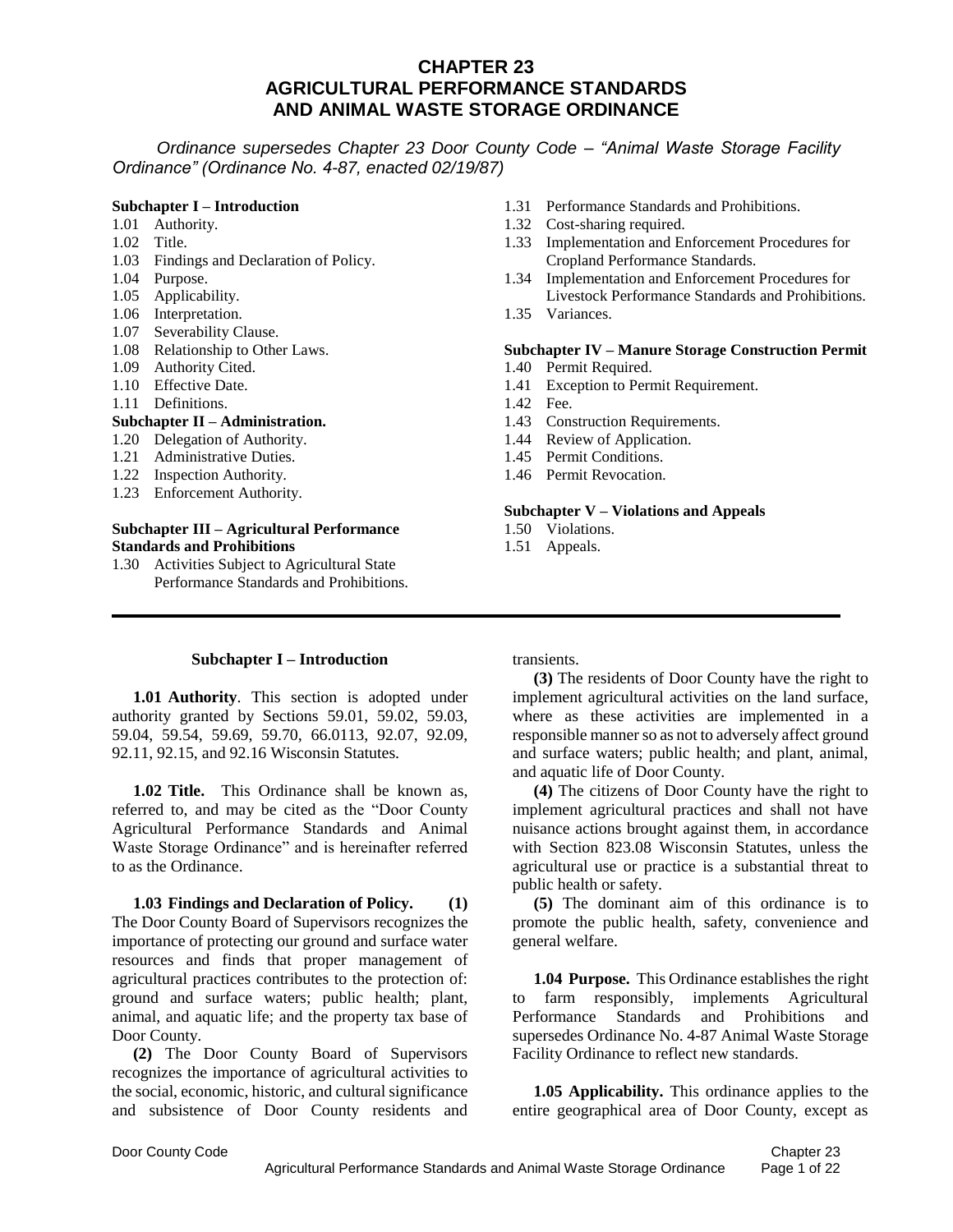# CHAPTER 23
# AGRICULTURAL PERFORMANCE STANDARDS AND ANIMAL WASTE STORAGE ORDINANCE

*Ordinance supersedes Chapter 23 Door County Code – "Animal Waste Storage Facility Ordinance" (Ordinance No. 4-87, enacted 02/19/87)*

**Subchapter I – Introduction**
- 1.01 Authority.
- 1.02 Title.
- 1.03 Findings and Declaration of Policy.
- 1.04 Purpose.
- 1.05 Applicability.
- 1.06 Interpretation.
- 1.07 Severability Clause.
- 1.08 Relationship to Other Laws.
- 1.09 Authority Cited.
- 1.10 Effective Date.
- 1.11 Definitions.

**Subchapter II – Administration.**
- 1.20 Delegation of Authority.
- 1.21 Administrative Duties.
- 1.22 Inspection Authority.
- 1.23 Enforcement Authority.

**Subchapter III – Agricultural Performance Standards and Prohibitions**
- 1.30 Activities Subject to Agricultural State Performance Standards and Prohibitions.
- 1.31 Performance Standards and Prohibitions.
- 1.32 Cost-sharing required.
- 1.33 Implementation and Enforcement Procedures for Cropland Performance Standards.
- 1.34 Implementation and Enforcement Procedures for Livestock Performance Standards and Prohibitions.
- 1.35 Variances.

**Subchapter IV – Manure Storage Construction Permit**
- 1.40 Permit Required.
- 1.41 Exception to Permit Requirement.
- 1.42 Fee.
- 1.43 Construction Requirements.
- 1.44 Review of Application.
- 1.45 Permit Conditions.
- 1.46 Permit Revocation.

**Subchapter V – Violations and Appeals**
- 1.50 Violations.
- 1.51 Appeals.

---

## Subchapter I – Introduction

**1.01 Authority**. This section is adopted under authority granted by Sections 59.01, 59.02, 59.03, 59.04, 59.54, 59.69, 59.70, 66.0113, 92.07, 92.09, 92.11, 92.15, and 92.16 Wisconsin Statutes.

**1.02 Title.** This Ordinance shall be known as, referred to, and may be cited as the "Door County Agricultural Performance Standards and Animal Waste Storage Ordinance" and is hereinafter referred to as the Ordinance.

**1.03 Findings and Declaration of Policy. (1)** The Door County Board of Supervisors recognizes the importance of protecting our ground and surface water resources and finds that proper management of agricultural practices contributes to the protection of: ground and surface waters; public health; plant, animal, and aquatic life; and the property tax base of Door County.

**(2)** The Door County Board of Supervisors recognizes the importance of agricultural activities to the social, economic, historic, and cultural significance and subsistence of Door County residents and transients.

**(3)** The residents of Door County have the right to implement agricultural activities on the land surface, where as these activities are implemented in a responsible manner so as not to adversely affect ground and surface waters; public health; and plant, animal, and aquatic life of Door County.

**(4)** The citizens of Door County have the right to implement agricultural practices and shall not have nuisance actions brought against them, in accordance with Section 823.08 Wisconsin Statutes, unless the agricultural use or practice is a substantial threat to public health or safety.

**(5)** The dominant aim of this ordinance is to promote the public health, safety, convenience and general welfare.

**1.04 Purpose.** This Ordinance establishes the right to farm responsibly, implements Agricultural Performance Standards and Prohibitions and supersedes Ordinance No. 4-87 Animal Waste Storage Facility Ordinance to reflect new standards.

**1.05 Applicability.** This ordinance applies to the entire geographical area of Door County, except as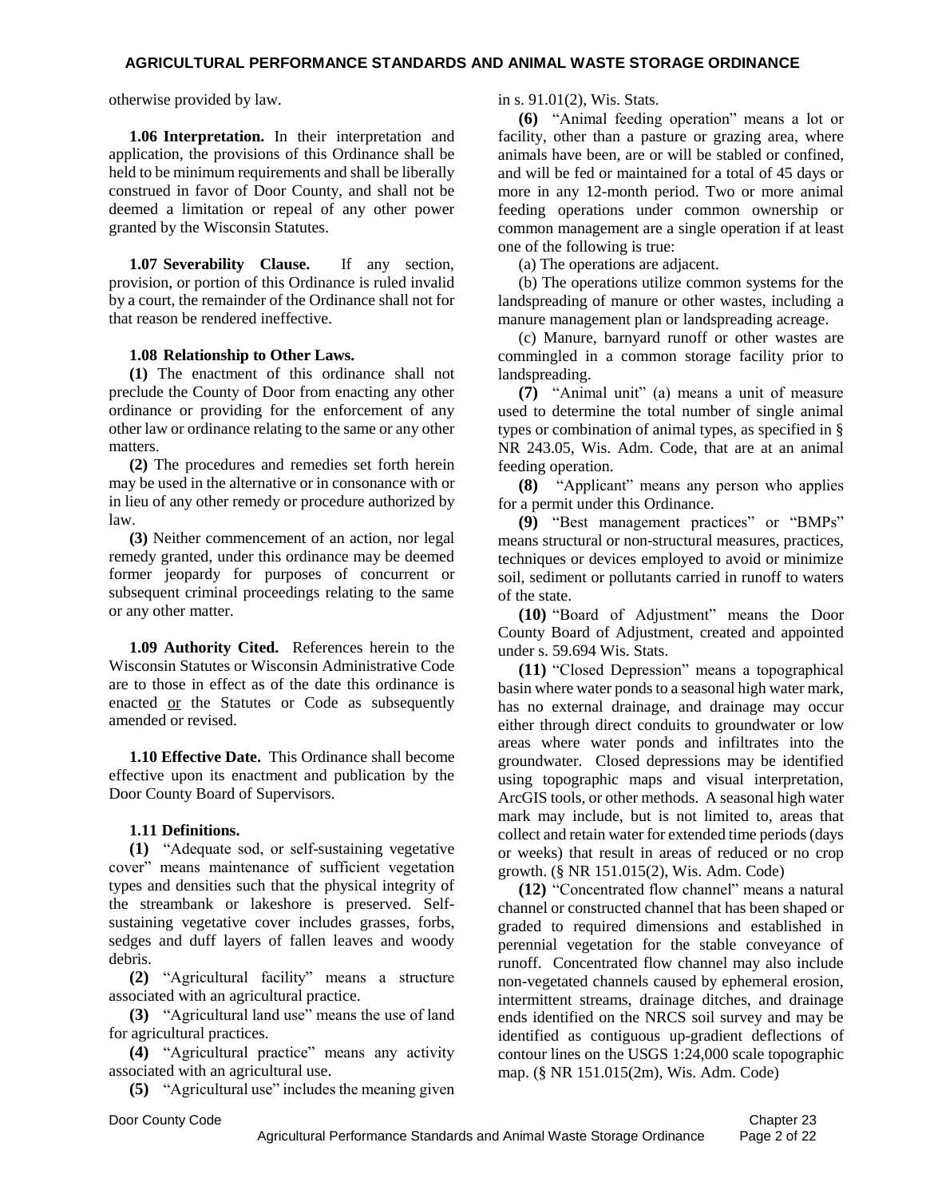otherwise provided by law.

**1.06 Interpretation.** In their interpretation and application, the provisions of this Ordinance shall be held to be minimum requirements and shall be liberally construed in favor of Door County, and shall not be deemed a limitation or repeal of any other power granted by the Wisconsin Statutes.

**1.07 Severability Clause.** If any section, provision, or portion of this Ordinance is ruled invalid by a court, the remainder of the Ordinance shall not for that reason be rendered ineffective.

**1.08 Relationship to Other Laws.**

**(1)** The enactment of this ordinance shall not preclude the County of Door from enacting any other ordinance or providing for the enforcement of any other law or ordinance relating to the same or any other matters.

**(2)** The procedures and remedies set forth herein may be used in the alternative or in consonance with or in lieu of any other remedy or procedure authorized by law.

**(3)** Neither commencement of an action, nor legal remedy granted, under this ordinance may be deemed former jeopardy for purposes of concurrent or subsequent criminal proceedings relating to the same or any other matter.

**1.09 Authority Cited.** References herein to the Wisconsin Statutes or Wisconsin Administrative Code are to those in effect as of the date this ordinance is enacted or the Statutes or Code as subsequently amended or revised.

**1.10 Effective Date.** This Ordinance shall become effective upon its enactment and publication by the Door County Board of Supervisors.

**1.11 Definitions.**

**(1)** "Adequate sod, or self-sustaining vegetative cover" means maintenance of sufficient vegetation types and densities such that the physical integrity of the streambank or lakeshore is preserved. Self-sustaining vegetative cover includes grasses, forbs, sedges and duff layers of fallen leaves and woody debris.

**(2)** "Agricultural facility" means a structure associated with an agricultural practice.

**(3)** "Agricultural land use" means the use of land for agricultural practices.

**(4)** "Agricultural practice" means any activity associated with an agricultural use.

**(5)** "Agricultural use" includes the meaning given in s. 91.01(2), Wis. Stats.

**(6)** "Animal feeding operation" means a lot or facility, other than a pasture or grazing area, where animals have been, are or will be stabled or confined, and will be fed or maintained for a total of 45 days or more in any 12-month period. Two or more animal feeding operations under common ownership or common management are a single operation if at least one of the following is true:

(a) The operations are adjacent.

(b) The operations utilize common systems for the landspreading of manure or other wastes, including a manure management plan or landspreading acreage.

(c) Manure, barnyard runoff or other wastes are commingled in a common storage facility prior to landspreading.

**(7)** "Animal unit" (a) means a unit of measure used to determine the total number of single animal types or combination of animal types, as specified in § NR 243.05, Wis. Adm. Code, that are at an animal feeding operation.

**(8)** "Applicant" means any person who applies for a permit under this Ordinance.

**(9)** "Best management practices" or "BMPs" means structural or non-structural measures, practices, techniques or devices employed to avoid or minimize soil, sediment or pollutants carried in runoff to waters of the state.

**(10)** "Board of Adjustment" means the Door County Board of Adjustment, created and appointed under s. 59.694 Wis. Stats.

**(11)** "Closed Depression" means a topographical basin where water ponds to a seasonal high water mark, has no external drainage, and drainage may occur either through direct conduits to groundwater or low areas where water ponds and infiltrates into the groundwater. Closed depressions may be identified using topographic maps and visual interpretation, ArcGIS tools, or other methods. A seasonal high water mark may include, but is not limited to, areas that collect and retain water for extended time periods (days or weeks) that result in areas of reduced or no crop growth. (§ NR 151.015(2), Wis. Adm. Code)

**(12)** "Concentrated flow channel" means a natural channel or constructed channel that has been shaped or graded to required dimensions and established in perennial vegetation for the stable conveyance of runoff. Concentrated flow channel may also include non-vegetated channels caused by ephemeral erosion, intermittent streams, drainage ditches, and drainage ends identified on the NRCS soil survey and may be identified as contiguous up-gradient deflections of contour lines on the USGS 1:24,000 scale topographic map. (§ NR 151.015(2m), Wis. Adm. Code)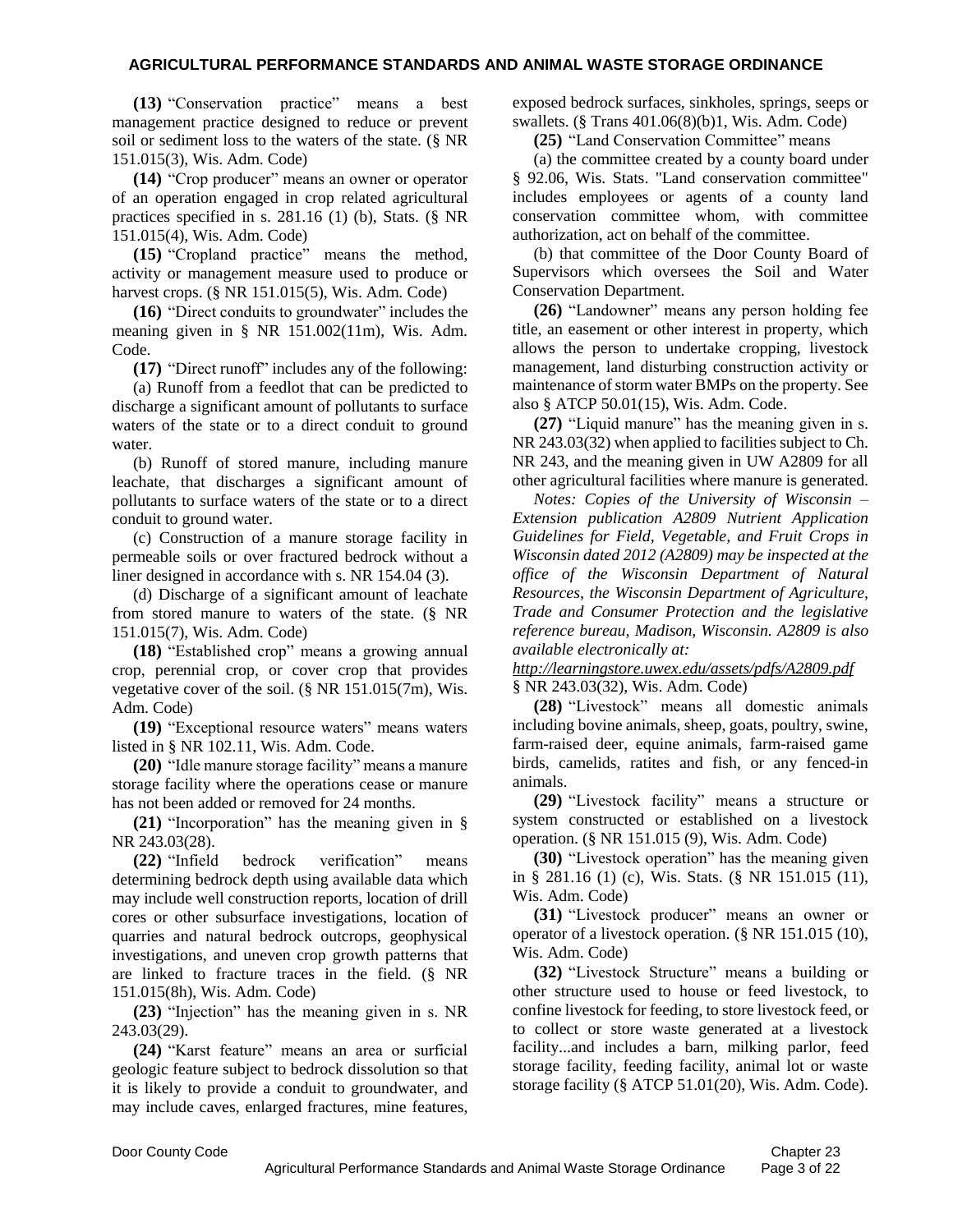**(13)** "Conservation practice" means a best management practice designed to reduce or prevent soil or sediment loss to the waters of the state. (§ NR 151.015(3), Wis. Adm. Code)

**(14)** "Crop producer" means an owner or operator of an operation engaged in crop related agricultural practices specified in s. 281.16 (1) (b), Stats. (§ NR 151.015(4), Wis. Adm. Code)

**(15)** "Cropland practice" means the method, activity or management measure used to produce or harvest crops. (§ NR 151.015(5), Wis. Adm. Code)

**(16)** "Direct conduits to groundwater" includes the meaning given in § NR 151.002(11m), Wis. Adm. Code.

**(17)** "Direct runoff" includes any of the following:

(a) Runoff from a feedlot that can be predicted to discharge a significant amount of pollutants to surface waters of the state or to a direct conduit to ground water.

(b) Runoff of stored manure, including manure leachate, that discharges a significant amount of pollutants to surface waters of the state or to a direct conduit to ground water.

(c) Construction of a manure storage facility in permeable soils or over fractured bedrock without a liner designed in accordance with s. NR 154.04 (3).

(d) Discharge of a significant amount of leachate from stored manure to waters of the state. (§ NR 151.015(7), Wis. Adm. Code)

**(18)** "Established crop" means a growing annual crop, perennial crop, or cover crop that provides vegetative cover of the soil. (§ NR 151.015(7m), Wis. Adm. Code)

**(19)** "Exceptional resource waters" means waters listed in § NR 102.11, Wis. Adm. Code.

**(20)** "Idle manure storage facility" means a manure storage facility where the operations cease or manure has not been added or removed for 24 months.

**(21)** "Incorporation" has the meaning given in § NR 243.03(28).

**(22)** "Infield bedrock verification" means determining bedrock depth using available data which may include well construction reports, location of drill cores or other subsurface investigations, location of quarries and natural bedrock outcrops, geophysical investigations, and uneven crop growth patterns that are linked to fracture traces in the field. (§ NR 151.015(8h), Wis. Adm. Code)

**(23)** "Injection" has the meaning given in s. NR 243.03(29).

**(24)** "Karst feature" means an area or surficial geologic feature subject to bedrock dissolution so that it is likely to provide a conduit to groundwater, and may include caves, enlarged fractures, mine features, exposed bedrock surfaces, sinkholes, springs, seeps or swallets. (§ Trans 401.06(8)(b)1, Wis. Adm. Code)

**(25)** "Land Conservation Committee" means

(a) the committee created by a county board under § 92.06, Wis. Stats. "Land conservation committee" includes employees or agents of a county land conservation committee whom, with committee authorization, act on behalf of the committee.

(b) that committee of the Door County Board of Supervisors which oversees the Soil and Water Conservation Department.

**(26)** "Landowner" means any person holding fee title, an easement or other interest in property, which allows the person to undertake cropping, livestock management, land disturbing construction activity or maintenance of storm water BMPs on the property. See also § ATCP 50.01(15), Wis. Adm. Code.

**(27)** "Liquid manure" has the meaning given in s. NR 243.03(32) when applied to facilities subject to Ch. NR 243, and the meaning given in UW A2809 for all other agricultural facilities where manure is generated.

*Notes: Copies of the University of Wisconsin – Extension publication A2809 Nutrient Application Guidelines for Field, Vegetable, and Fruit Crops in Wisconsin dated 2012 (A2809) may be inspected at the office of the Wisconsin Department of Natural Resources, the Wisconsin Department of Agriculture, Trade and Consumer Protection and the legislative reference bureau, Madison, Wisconsin. A2809 is also available electronically at:*

*http://learningstore.uwex.edu/assets/pdfs/A2809.pdf*
§ NR 243.03(32), Wis. Adm. Code)

**(28)** "Livestock" means all domestic animals including bovine animals, sheep, goats, poultry, swine, farm-raised deer, equine animals, farm-raised game birds, camelids, ratites and fish, or any fenced-in animals.

**(29)** "Livestock facility" means a structure or system constructed or established on a livestock operation. (§ NR 151.015 (9), Wis. Adm. Code)

**(30)** "Livestock operation" has the meaning given in § 281.16 (1) (c), Wis. Stats. (§ NR 151.015 (11), Wis. Adm. Code)

**(31)** "Livestock producer" means an owner or operator of a livestock operation. (§ NR 151.015 (10), Wis. Adm. Code)

**(32)** "Livestock Structure" means a building or other structure used to house or feed livestock, to confine livestock for feeding, to store livestock feed, or to collect or store waste generated at a livestock facility...and includes a barn, milking parlor, feed storage facility, feeding facility, animal lot or waste storage facility (§ ATCP 51.01(20), Wis. Adm. Code).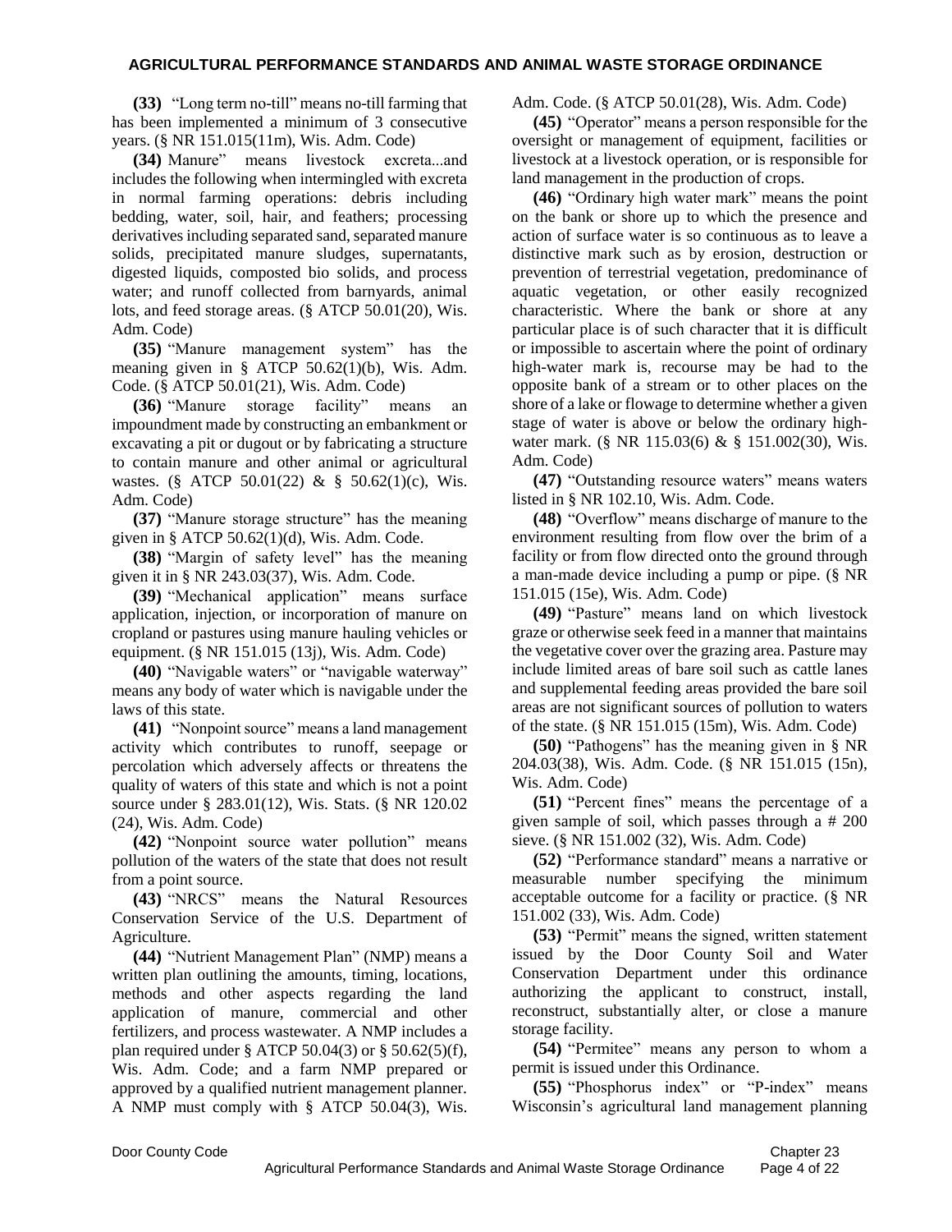**(33)** "Long term no-till" means no-till farming that has been implemented a minimum of 3 consecutive years. (§ NR 151.015(11m), Wis. Adm. Code)

**(34)** Manure" means livestock excreta...and includes the following when intermingled with excreta in normal farming operations: debris including bedding, water, soil, hair, and feathers; processing derivatives including separated sand, separated manure solids, precipitated manure sludges, supernatants, digested liquids, composted bio solids, and process water; and runoff collected from barnyards, animal lots, and feed storage areas. (§ ATCP 50.01(20), Wis. Adm. Code)

**(35)** "Manure management system" has the meaning given in § ATCP 50.62(1)(b), Wis. Adm. Code. (§ ATCP 50.01(21), Wis. Adm. Code)

**(36)** "Manure storage facility" means an impoundment made by constructing an embankment or excavating a pit or dugout or by fabricating a structure to contain manure and other animal or agricultural wastes. (§ ATCP 50.01(22) & § 50.62(1)(c), Wis. Adm. Code)

**(37)** "Manure storage structure" has the meaning given in § ATCP 50.62(1)(d), Wis. Adm. Code.

**(38)** "Margin of safety level" has the meaning given it in § NR 243.03(37), Wis. Adm. Code.

**(39)** "Mechanical application" means surface application, injection, or incorporation of manure on cropland or pastures using manure hauling vehicles or equipment. (§ NR 151.015 (13j), Wis. Adm. Code)

**(40)** "Navigable waters" or "navigable waterway" means any body of water which is navigable under the laws of this state.

**(41)** "Nonpoint source" means a land management activity which contributes to runoff, seepage or percolation which adversely affects or threatens the quality of waters of this state and which is not a point source under § 283.01(12), Wis. Stats. (§ NR 120.02 (24), Wis. Adm. Code)

**(42)** "Nonpoint source water pollution" means pollution of the waters of the state that does not result from a point source.

**(43)** "NRCS" means the Natural Resources Conservation Service of the U.S. Department of Agriculture.

**(44)** "Nutrient Management Plan" (NMP) means a written plan outlining the amounts, timing, locations, methods and other aspects regarding the land application of manure, commercial and other fertilizers, and process wastewater. A NMP includes a plan required under § ATCP 50.04(3) or § 50.62(5)(f), Wis. Adm. Code; and a farm NMP prepared or approved by a qualified nutrient management planner. A NMP must comply with § ATCP 50.04(3), Wis. Adm. Code. (§ ATCP 50.01(28), Wis. Adm. Code)

**(45)** "Operator" means a person responsible for the oversight or management of equipment, facilities or livestock at a livestock operation, or is responsible for land management in the production of crops.

**(46)** "Ordinary high water mark" means the point on the bank or shore up to which the presence and action of surface water is so continuous as to leave a distinctive mark such as by erosion, destruction or prevention of terrestrial vegetation, predominance of aquatic vegetation, or other easily recognized characteristic. Where the bank or shore at any particular place is of such character that it is difficult or impossible to ascertain where the point of ordinary high-water mark is, recourse may be had to the opposite bank of a stream or to other places on the shore of a lake or flowage to determine whether a given stage of water is above or below the ordinary high-water mark. (§ NR 115.03(6) & § 151.002(30), Wis. Adm. Code)

**(47)** "Outstanding resource waters" means waters listed in § NR 102.10, Wis. Adm. Code.

**(48)** "Overflow" means discharge of manure to the environment resulting from flow over the brim of a facility or from flow directed onto the ground through a man-made device including a pump or pipe. (§ NR 151.015 (15e), Wis. Adm. Code)

**(49)** "Pasture" means land on which livestock graze or otherwise seek feed in a manner that maintains the vegetative cover over the grazing area. Pasture may include limited areas of bare soil such as cattle lanes and supplemental feeding areas provided the bare soil areas are not significant sources of pollution to waters of the state. (§ NR 151.015 (15m), Wis. Adm. Code)

**(50)** "Pathogens" has the meaning given in § NR 204.03(38), Wis. Adm. Code. (§ NR 151.015 (15n), Wis. Adm. Code)

**(51)** "Percent fines" means the percentage of a given sample of soil, which passes through a # 200 sieve. (§ NR 151.002 (32), Wis. Adm. Code)

**(52)** "Performance standard" means a narrative or measurable number specifying the minimum acceptable outcome for a facility or practice. (§ NR 151.002 (33), Wis. Adm. Code)

**(53)** "Permit" means the signed, written statement issued by the Door County Soil and Water Conservation Department under this ordinance authorizing the applicant to construct, install, reconstruct, substantially alter, or close a manure storage facility.

**(54)** "Permitee" means any person to whom a permit is issued under this Ordinance.

**(55)** "Phosphorus index" or "P-index" means Wisconsin's agricultural land management planning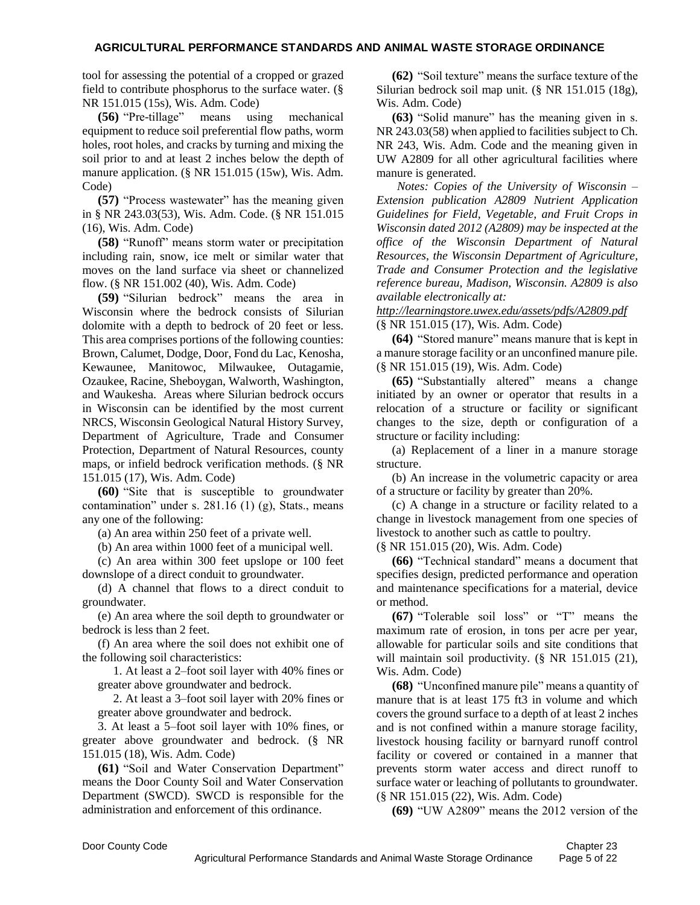tool for assessing the potential of a cropped or grazed field to contribute phosphorus to the surface water. (§ NR 151.015 (15s), Wis. Adm. Code)

**(56)** "Pre-tillage" means using mechanical equipment to reduce soil preferential flow paths, worm holes, root holes, and cracks by turning and mixing the soil prior to and at least 2 inches below the depth of manure application. (§ NR 151.015 (15w), Wis. Adm. Code)

**(57)** "Process wastewater" has the meaning given in § NR 243.03(53), Wis. Adm. Code. (§ NR 151.015 (16), Wis. Adm. Code)

**(58)** "Runoff" means storm water or precipitation including rain, snow, ice melt or similar water that moves on the land surface via sheet or channelized flow. (§ NR 151.002 (40), Wis. Adm. Code)

**(59)** "Silurian bedrock" means the area in Wisconsin where the bedrock consists of Silurian dolomite with a depth to bedrock of 20 feet or less. This area comprises portions of the following counties: Brown, Calumet, Dodge, Door, Fond du Lac, Kenosha, Kewaunee, Manitowoc, Milwaukee, Outagamie, Ozaukee, Racine, Sheboygan, Walworth, Washington, and Waukesha. Areas where Silurian bedrock occurs in Wisconsin can be identified by the most current NRCS, Wisconsin Geological Natural History Survey, Department of Agriculture, Trade and Consumer Protection, Department of Natural Resources, county maps, or infield bedrock verification methods. (§ NR 151.015 (17), Wis. Adm. Code)

**(60)** "Site that is susceptible to groundwater contamination" under s. 281.16 (1) (g), Stats., means any one of the following:

(a) An area within 250 feet of a private well.

(b) An area within 1000 feet of a municipal well.

(c) An area within 300 feet upslope or 100 feet downslope of a direct conduit to groundwater.

(d) A channel that flows to a direct conduit to groundwater.

(e) An area where the soil depth to groundwater or bedrock is less than 2 feet.

(f) An area where the soil does not exhibit one of the following soil characteristics:

1. At least a 2–foot soil layer with 40% fines or greater above groundwater and bedrock.

2. At least a 3–foot soil layer with 20% fines or greater above groundwater and bedrock.

3. At least a 5–foot soil layer with 10% fines, or greater above groundwater and bedrock. (§ NR 151.015 (18), Wis. Adm. Code)

**(61)** "Soil and Water Conservation Department" means the Door County Soil and Water Conservation Department (SWCD). SWCD is responsible for the administration and enforcement of this ordinance.

**(62)** "Soil texture" means the surface texture of the Silurian bedrock soil map unit. (§ NR 151.015 (18g), Wis. Adm. Code)

**(63)** "Solid manure" has the meaning given in s. NR 243.03(58) when applied to facilities subject to Ch. NR 243, Wis. Adm. Code and the meaning given in UW A2809 for all other agricultural facilities where manure is generated.

*Notes: Copies of the University of Wisconsin – Extension publication A2809 Nutrient Application Guidelines for Field, Vegetable, and Fruit Crops in Wisconsin dated 2012 (A2809) may be inspected at the office of the Wisconsin Department of Natural Resources, the Wisconsin Department of Agriculture, Trade and Consumer Protection and the legislative reference bureau, Madison, Wisconsin. A2809 is also available electronically at:*

*http://learningstore.uwex.edu/assets/pdfs/A2809.pdf*

(§ NR 151.015 (17), Wis. Adm. Code)

**(64)** "Stored manure" means manure that is kept in a manure storage facility or an unconfined manure pile. (§ NR 151.015 (19), Wis. Adm. Code)

**(65)** "Substantially altered" means a change initiated by an owner or operator that results in a relocation of a structure or facility or significant changes to the size, depth or configuration of a structure or facility including:

(a) Replacement of a liner in a manure storage structure.

(b) An increase in the volumetric capacity or area of a structure or facility by greater than 20%.

(c) A change in a structure or facility related to a change in livestock management from one species of livestock to another such as cattle to poultry.

(§ NR 151.015 (20), Wis. Adm. Code)

**(66)** "Technical standard" means a document that specifies design, predicted performance and operation and maintenance specifications for a material, device or method.

**(67)** "Tolerable soil loss" or "T" means the maximum rate of erosion, in tons per acre per year, allowable for particular soils and site conditions that will maintain soil productivity. (§ NR 151.015 (21), Wis. Adm. Code)

**(68)** "Unconfined manure pile" means a quantity of manure that is at least 175 ft3 in volume and which covers the ground surface to a depth of at least 2 inches and is not confined within a manure storage facility, livestock housing facility or barnyard runoff control facility or covered or contained in a manner that prevents storm water access and direct runoff to surface water or leaching of pollutants to groundwater. (§ NR 151.015 (22), Wis. Adm. Code)

**(69)** "UW A2809" means the 2012 version of the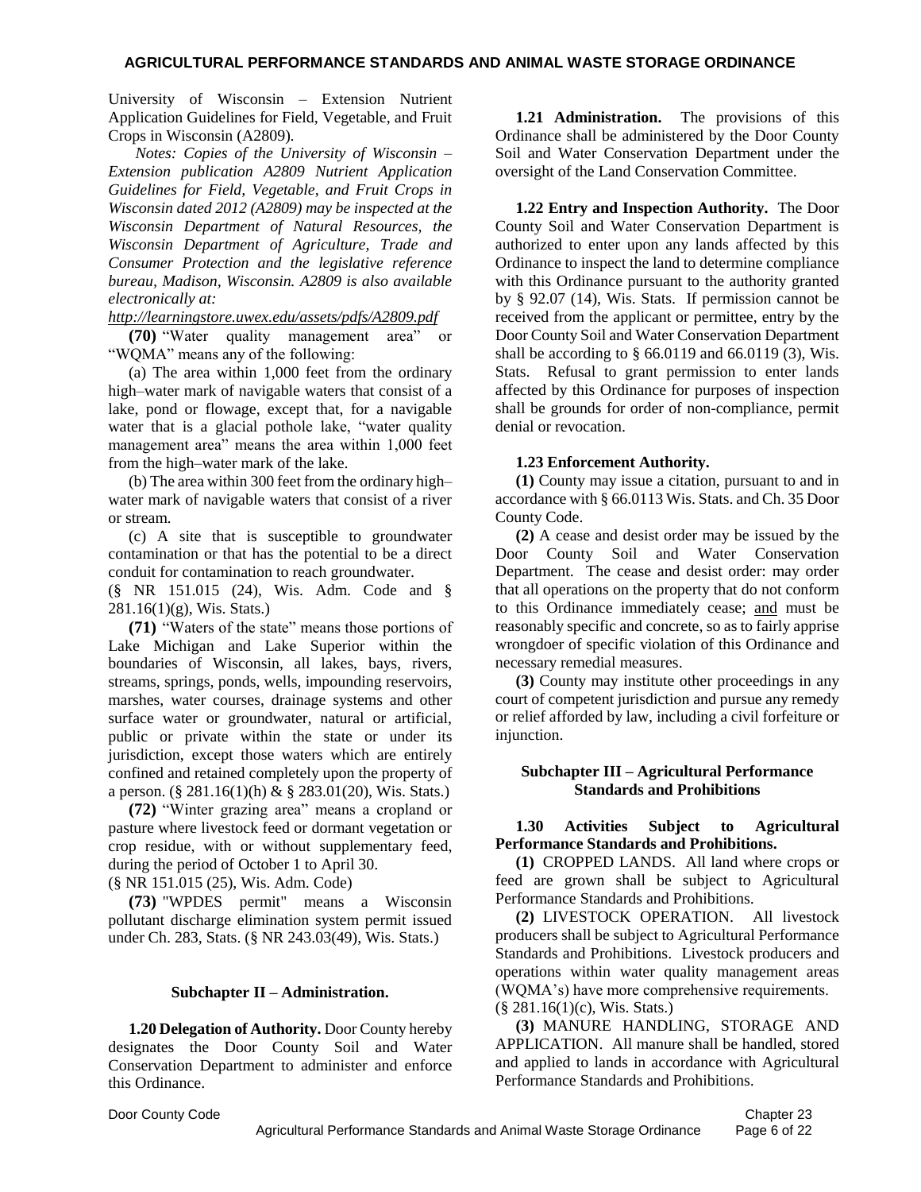University of Wisconsin – Extension Nutrient Application Guidelines for Field, Vegetable, and Fruit Crops in Wisconsin (A2809).

*Notes: Copies of the University of Wisconsin – Extension publication A2809 Nutrient Application Guidelines for Field, Vegetable, and Fruit Crops in Wisconsin dated 2012 (A2809) may be inspected at the Wisconsin Department of Natural Resources, the Wisconsin Department of Agriculture, Trade and Consumer Protection and the legislative reference bureau, Madison, Wisconsin. A2809 is also available electronically at:*

*http://learningstore.uwex.edu/assets/pdfs/A2809.pdf*

**(70)** "Water quality management area" or "WQMA" means any of the following:

(a) The area within 1,000 feet from the ordinary high–water mark of navigable waters that consist of a lake, pond or flowage, except that, for a navigable water that is a glacial pothole lake, "water quality management area" means the area within 1,000 feet from the high–water mark of the lake.

(b) The area within 300 feet from the ordinary high–water mark of navigable waters that consist of a river or stream.

(c) A site that is susceptible to groundwater contamination or that has the potential to be a direct conduit for contamination to reach groundwater.

(§ NR 151.015 (24), Wis. Adm. Code and § 281.16(1)(g), Wis. Stats.)

**(71)** "Waters of the state" means those portions of Lake Michigan and Lake Superior within the boundaries of Wisconsin, all lakes, bays, rivers, streams, springs, ponds, wells, impounding reservoirs, marshes, water courses, drainage systems and other surface water or groundwater, natural or artificial, public or private within the state or under its jurisdiction, except those waters which are entirely confined and retained completely upon the property of a person. (§ 281.16(1)(h) & § 283.01(20), Wis. Stats.)

**(72)** "Winter grazing area" means a cropland or pasture where livestock feed or dormant vegetation or crop residue, with or without supplementary feed, during the period of October 1 to April 30.

(§ NR 151.015 (25), Wis. Adm. Code)

**(73)** "WPDES permit" means a Wisconsin pollutant discharge elimination system permit issued under Ch. 283, Stats. (§ NR 243.03(49), Wis. Stats.)

## Subchapter II – Administration.

**1.20 Delegation of Authority.** Door County hereby designates the Door County Soil and Water Conservation Department to administer and enforce this Ordinance.

**1.21 Administration.** The provisions of this Ordinance shall be administered by the Door County Soil and Water Conservation Department under the oversight of the Land Conservation Committee.

**1.22 Entry and Inspection Authority.** The Door County Soil and Water Conservation Department is authorized to enter upon any lands affected by this Ordinance to inspect the land to determine compliance with this Ordinance pursuant to the authority granted by § 92.07 (14), Wis. Stats. If permission cannot be received from the applicant or permittee, entry by the Door County Soil and Water Conservation Department shall be according to § 66.0119 and 66.0119 (3), Wis. Stats. Refusal to grant permission to enter lands affected by this Ordinance for purposes of inspection shall be grounds for order of non-compliance, permit denial or revocation.

**1.23 Enforcement Authority.**

**(1)** County may issue a citation, pursuant to and in accordance with § 66.0113 Wis. Stats. and Ch. 35 Door County Code.

**(2)** A cease and desist order may be issued by the Door County Soil and Water Conservation Department. The cease and desist order: may order that all operations on the property that do not conform to this Ordinance immediately cease; and must be reasonably specific and concrete, so as to fairly apprise wrongdoer of specific violation of this Ordinance and necessary remedial measures.

**(3)** County may institute other proceedings in any court of competent jurisdiction and pursue any remedy or relief afforded by law, including a civil forfeiture or injunction.

## Subchapter III – Agricultural Performance Standards and Prohibitions

**1.30 Activities Subject to Agricultural Performance Standards and Prohibitions.**

**(1)** CROPPED LANDS. All land where crops or feed are grown shall be subject to Agricultural Performance Standards and Prohibitions.

**(2)** LIVESTOCK OPERATION. All livestock producers shall be subject to Agricultural Performance Standards and Prohibitions. Livestock producers and operations within water quality management areas (WQMA's) have more comprehensive requirements. (§ 281.16(1)(c), Wis. Stats.)

**(3)** MANURE HANDLING, STORAGE AND APPLICATION. All manure shall be handled, stored and applied to lands in accordance with Agricultural Performance Standards and Prohibitions.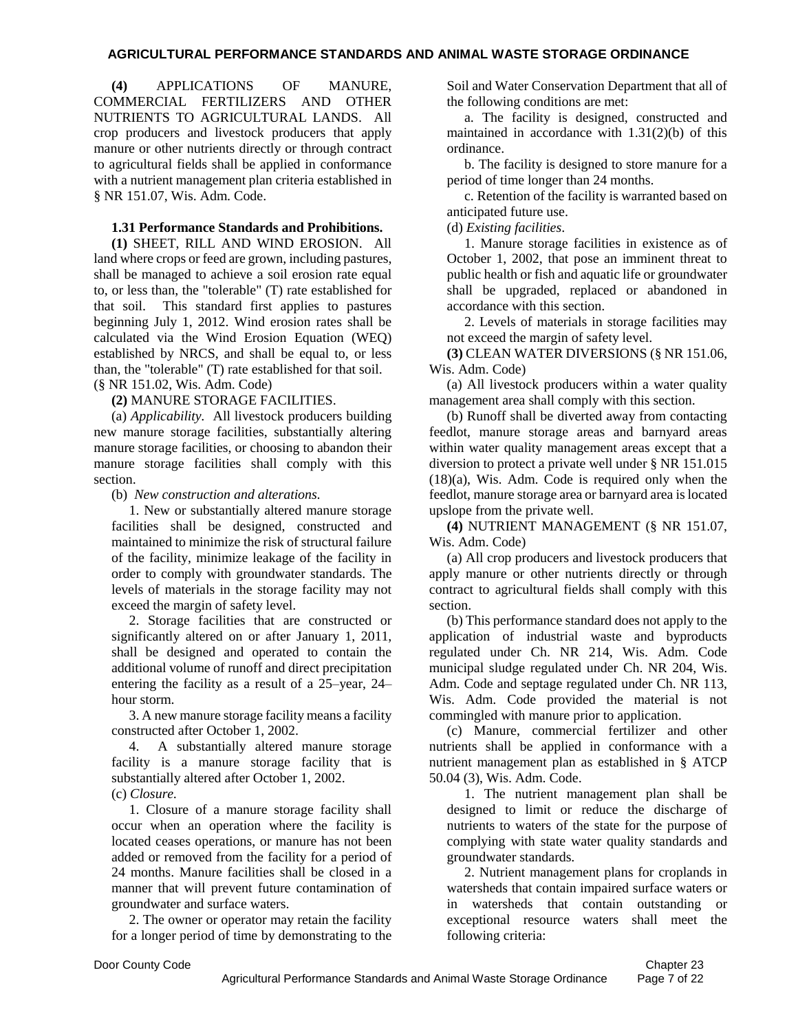**(4)** APPLICATIONS OF MANURE, COMMERCIAL FERTILIZERS AND OTHER NUTRIENTS TO AGRICULTURAL LANDS. All crop producers and livestock producers that apply manure or other nutrients directly or through contract to agricultural fields shall be applied in conformance with a nutrient management plan criteria established in § NR 151.07, Wis. Adm. Code.

### 1.31 Performance Standards and Prohibitions.

**(1)** SHEET, RILL AND WIND EROSION. All land where crops or feed are grown, including pastures, shall be managed to achieve a soil erosion rate equal to, or less than, the "tolerable" (T) rate established for that soil. This standard first applies to pastures beginning July 1, 2012. Wind erosion rates shall be calculated via the Wind Erosion Equation (WEQ) established by NRCS, and shall be equal to, or less than, the "tolerable" (T) rate established for that soil. (§ NR 151.02, Wis. Adm. Code)

**(2)** MANURE STORAGE FACILITIES.

(a) *Applicability.* All livestock producers building new manure storage facilities, substantially altering manure storage facilities, or choosing to abandon their manure storage facilities shall comply with this section.

(b) *New construction and alterations.*

1. New or substantially altered manure storage facilities shall be designed, constructed and maintained to minimize the risk of structural failure of the facility, minimize leakage of the facility in order to comply with groundwater standards. The levels of materials in the storage facility may not exceed the margin of safety level.

2. Storage facilities that are constructed or significantly altered on or after January 1, 2011, shall be designed and operated to contain the additional volume of runoff and direct precipitation entering the facility as a result of a 25–year, 24–hour storm.

3. A new manure storage facility means a facility constructed after October 1, 2002.

4. A substantially altered manure storage facility is a manure storage facility that is substantially altered after October 1, 2002.

(c) *Closure.*

1. Closure of a manure storage facility shall occur when an operation where the facility is located ceases operations, or manure has not been added or removed from the facility for a period of 24 months. Manure facilities shall be closed in a manner that will prevent future contamination of groundwater and surface waters.

2. The owner or operator may retain the facility for a longer period of time by demonstrating to the Soil and Water Conservation Department that all of the following conditions are met:

a. The facility is designed, constructed and maintained in accordance with 1.31(2)(b) of this ordinance.

b. The facility is designed to store manure for a period of time longer than 24 months.

c. Retention of the facility is warranted based on anticipated future use.

(d) *Existing facilities*.

1. Manure storage facilities in existence as of October 1, 2002, that pose an imminent threat to public health or fish and aquatic life or groundwater shall be upgraded, replaced or abandoned in accordance with this section.

2. Levels of materials in storage facilities may not exceed the margin of safety level.

**(3)** CLEAN WATER DIVERSIONS (§ NR 151.06, Wis. Adm. Code)

(a) All livestock producers within a water quality management area shall comply with this section.

(b) Runoff shall be diverted away from contacting feedlot, manure storage areas and barnyard areas within water quality management areas except that a diversion to protect a private well under § NR 151.015 (18)(a), Wis. Adm. Code is required only when the feedlot, manure storage area or barnyard area is located upslope from the private well.

**(4)** NUTRIENT MANAGEMENT (§ NR 151.07, Wis. Adm. Code)

(a) All crop producers and livestock producers that apply manure or other nutrients directly or through contract to agricultural fields shall comply with this section.

(b) This performance standard does not apply to the application of industrial waste and byproducts regulated under Ch. NR 214, Wis. Adm. Code municipal sludge regulated under Ch. NR 204, Wis. Adm. Code and septage regulated under Ch. NR 113, Wis. Adm. Code provided the material is not commingled with manure prior to application.

(c) Manure, commercial fertilizer and other nutrients shall be applied in conformance with a nutrient management plan as established in § ATCP 50.04 (3), Wis. Adm. Code.

1. The nutrient management plan shall be designed to limit or reduce the discharge of nutrients to waters of the state for the purpose of complying with state water quality standards and groundwater standards.

2. Nutrient management plans for croplands in watersheds that contain impaired surface waters or in watersheds that contain outstanding or exceptional resource waters shall meet the following criteria: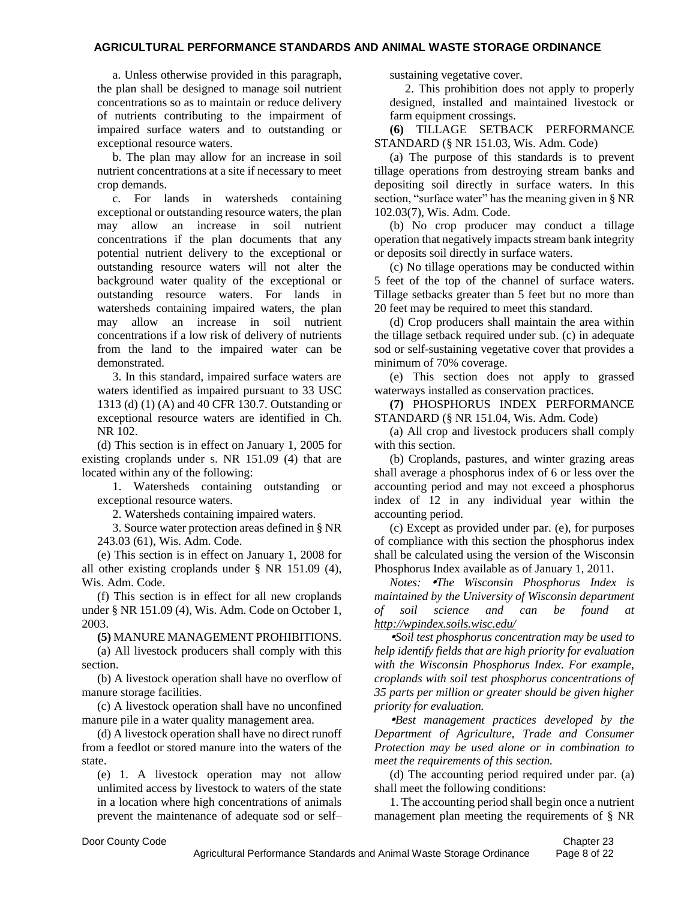a. Unless otherwise provided in this paragraph, the plan shall be designed to manage soil nutrient concentrations so as to maintain or reduce delivery of nutrients contributing to the impairment of impaired surface waters and to outstanding or exceptional resource waters.

b. The plan may allow for an increase in soil nutrient concentrations at a site if necessary to meet crop demands.

c. For lands in watersheds containing exceptional or outstanding resource waters, the plan may allow an increase in soil nutrient concentrations if the plan documents that any potential nutrient delivery to the exceptional or outstanding resource waters will not alter the background water quality of the exceptional or outstanding resource waters. For lands in watersheds containing impaired waters, the plan may allow an increase in soil nutrient concentrations if a low risk of delivery of nutrients from the land to the impaired water can be demonstrated.

3. In this standard, impaired surface waters are waters identified as impaired pursuant to 33 USC 1313 (d) (1) (A) and 40 CFR 130.7. Outstanding or exceptional resource waters are identified in Ch. NR 102.

(d) This section is in effect on January 1, 2005 for existing croplands under s. NR 151.09 (4) that are located within any of the following:

1. Watersheds containing outstanding or exceptional resource waters.

2. Watersheds containing impaired waters.

3. Source water protection areas defined in § NR 243.03 (61), Wis. Adm. Code.

(e) This section is in effect on January 1, 2008 for all other existing croplands under § NR 151.09 (4), Wis. Adm. Code.

(f) This section is in effect for all new croplands under § NR 151.09 (4), Wis. Adm. Code on October 1, 2003.

**(5)** MANURE MANAGEMENT PROHIBITIONS.

(a) All livestock producers shall comply with this section.

(b) A livestock operation shall have no overflow of manure storage facilities.

(c) A livestock operation shall have no unconfined manure pile in a water quality management area.

(d) A livestock operation shall have no direct runoff from a feedlot or stored manure into the waters of the state.

(e) 1. A livestock operation may not allow unlimited access by livestock to waters of the state in a location where high concentrations of animals prevent the maintenance of adequate sod or self–sustaining vegetative cover.

2. This prohibition does not apply to properly designed, installed and maintained livestock or farm equipment crossings.

**(6)** TILLAGE SETBACK PERFORMANCE STANDARD (§ NR 151.03, Wis. Adm. Code)

(a) The purpose of this standards is to prevent tillage operations from destroying stream banks and depositing soil directly in surface waters. In this section, "surface water" has the meaning given in § NR 102.03(7), Wis. Adm. Code.

(b) No crop producer may conduct a tillage operation that negatively impacts stream bank integrity or deposits soil directly in surface waters.

(c) No tillage operations may be conducted within 5 feet of the top of the channel of surface waters. Tillage setbacks greater than 5 feet but no more than 20 feet may be required to meet this standard.

(d) Crop producers shall maintain the area within the tillage setback required under sub. (c) in adequate sod or self-sustaining vegetative cover that provides a minimum of 70% coverage.

(e) This section does not apply to grassed waterways installed as conservation practices.

**(7)** PHOSPHORUS INDEX PERFORMANCE STANDARD (§ NR 151.04, Wis. Adm. Code)

(a) All crop and livestock producers shall comply with this section.

(b) Croplands, pastures, and winter grazing areas shall average a phosphorus index of 6 or less over the accounting period and may not exceed a phosphorus index of 12 in any individual year within the accounting period.

(c) Except as provided under par. (e), for purposes of compliance with this section the phosphorus index shall be calculated using the version of the Wisconsin Phosphorus Index available as of January 1, 2011.

*Notes:* •*The Wisconsin Phosphorus Index is maintained by the University of Wisconsin department of soil science and can be found at http://wpindex.soils.wisc.edu/*

•*Soil test phosphorus concentration may be used to help identify fields that are high priority for evaluation with the Wisconsin Phosphorus Index. For example, croplands with soil test phosphorus concentrations of 35 parts per million or greater should be given higher priority for evaluation.*

•*Best management practices developed by the Department of Agriculture, Trade and Consumer Protection may be used alone or in combination to meet the requirements of this section.*

(d) The accounting period required under par. (a) shall meet the following conditions:

1. The accounting period shall begin once a nutrient management plan meeting the requirements of § NR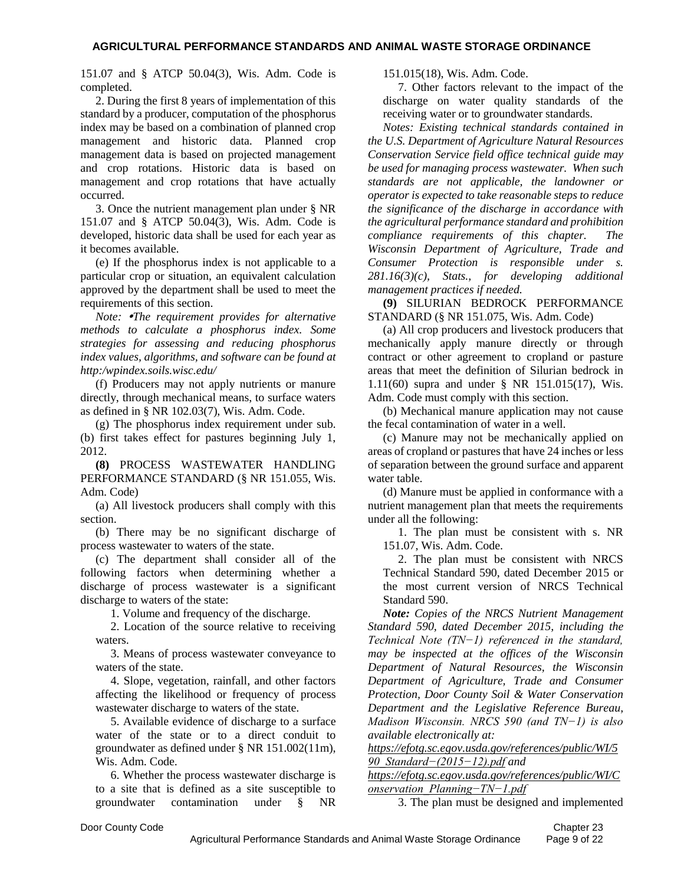151.07 and § ATCP 50.04(3), Wis. Adm. Code is completed.

2. During the first 8 years of implementation of this standard by a producer, computation of the phosphorus index may be based on a combination of planned crop management and historic data. Planned crop management data is based on projected management and crop rotations. Historic data is based on management and crop rotations that have actually occurred.

3. Once the nutrient management plan under § NR 151.07 and § ATCP 50.04(3), Wis. Adm. Code is developed, historic data shall be used for each year as it becomes available.

(e) If the phosphorus index is not applicable to a particular crop or situation, an equivalent calculation approved by the department shall be used to meet the requirements of this section.

*Note: •The requirement provides for alternative methods to calculate a phosphorus index. Some strategies for assessing and reducing phosphorus index values, algorithms, and software can be found at http:/wpindex.soils.wisc.edu/*

(f) Producers may not apply nutrients or manure directly, through mechanical means, to surface waters as defined in § NR 102.03(7), Wis. Adm. Code.

(g) The phosphorus index requirement under sub. (b) first takes effect for pastures beginning July 1, 2012.

**(8)** PROCESS WASTEWATER HANDLING PERFORMANCE STANDARD (§ NR 151.055, Wis. Adm. Code)

(a) All livestock producers shall comply with this section.

(b) There may be no significant discharge of process wastewater to waters of the state.

(c) The department shall consider all of the following factors when determining whether a discharge of process wastewater is a significant discharge to waters of the state:

1. Volume and frequency of the discharge.

2. Location of the source relative to receiving waters.

3. Means of process wastewater conveyance to waters of the state.

4. Slope, vegetation, rainfall, and other factors affecting the likelihood or frequency of process wastewater discharge to waters of the state.

5. Available evidence of discharge to a surface water of the state or to a direct conduit to groundwater as defined under § NR 151.002(11m), Wis. Adm. Code.

6. Whether the process wastewater discharge is to a site that is defined as a site susceptible to groundwater contamination under § NR 151.015(18), Wis. Adm. Code.

7. Other factors relevant to the impact of the discharge on water quality standards of the receiving water or to groundwater standards.

*Notes: Existing technical standards contained in the U.S. Department of Agriculture Natural Resources Conservation Service field office technical guide may be used for managing process wastewater. When such standards are not applicable, the landowner or operator is expected to take reasonable steps to reduce the significance of the discharge in accordance with the agricultural performance standard and prohibition compliance requirements of this chapter. The Wisconsin Department of Agriculture, Trade and Consumer Protection is responsible under s. 281.16(3)(c), Stats., for developing additional management practices if needed.*

**(9)** SILURIAN BEDROCK PERFORMANCE STANDARD (§ NR 151.075, Wis. Adm. Code)

(a) All crop producers and livestock producers that mechanically apply manure directly or through contract or other agreement to cropland or pasture areas that meet the definition of Silurian bedrock in 1.11(60) supra and under § NR 151.015(17), Wis. Adm. Code must comply with this section.

(b) Mechanical manure application may not cause the fecal contamination of water in a well.

(c) Manure may not be mechanically applied on areas of cropland or pastures that have 24 inches or less of separation between the ground surface and apparent water table.

(d) Manure must be applied in conformance with a nutrient management plan that meets the requirements under all the following:

1. The plan must be consistent with s. NR 151.07, Wis. Adm. Code.

2. The plan must be consistent with NRCS Technical Standard 590, dated December 2015 or the most current version of NRCS Technical Standard 590.

***Note:** Copies of the NRCS Nutrient Management Standard 590, dated December 2015, including the Technical Note (TN−1) referenced in the standard, may be inspected at the offices of the Wisconsin Department of Natural Resources, the Wisconsin Department of Agriculture, Trade and Consumer Protection, Door County Soil & Water Conservation Department and the Legislative Reference Bureau, Madison Wisconsin. NRCS 590 (and TN−1) is also available electronically at:*
*https://efotg.sc.egov.usda.gov/references/public/WI/590_Standard−(2015−12).pdf and*
*https://efotg.sc.egov.usda.gov/references/public/WI/Conservation_Planning−TN−1.pdf*

3. The plan must be designed and implemented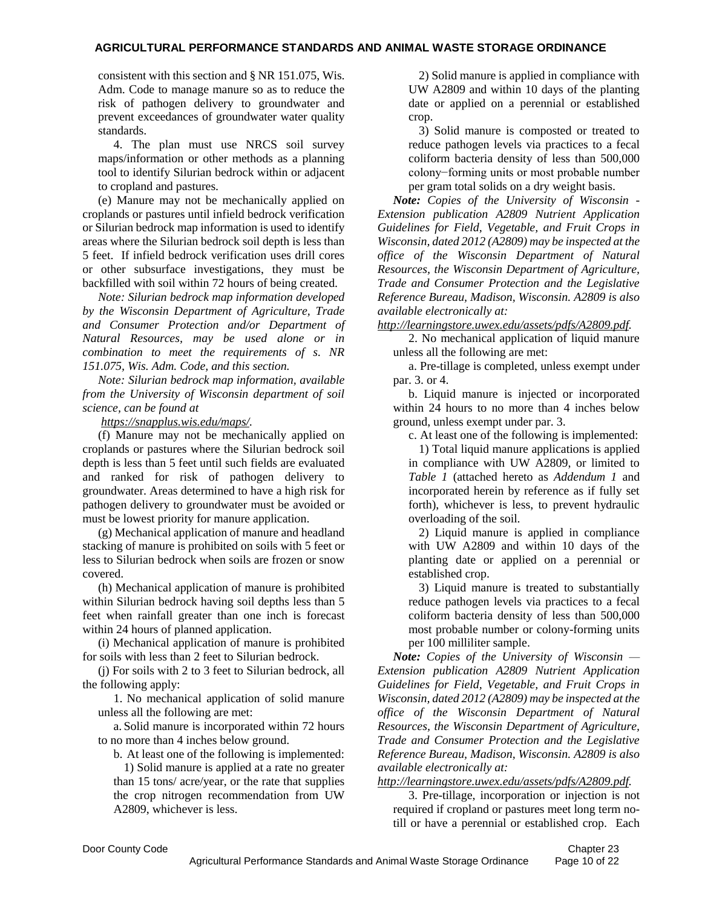consistent with this section and § NR 151.075, Wis. Adm. Code to manage manure so as to reduce the risk of pathogen delivery to groundwater and prevent exceedances of groundwater water quality standards.

4. The plan must use NRCS soil survey maps/information or other methods as a planning tool to identify Silurian bedrock within or adjacent to cropland and pastures.

(e) Manure may not be mechanically applied on croplands or pastures until infield bedrock verification or Silurian bedrock map information is used to identify areas where the Silurian bedrock soil depth is less than 5 feet. If infield bedrock verification uses drill cores or other subsurface investigations, they must be backfilled with soil within 72 hours of being created.

*Note: Silurian bedrock map information developed by the Wisconsin Department of Agriculture, Trade and Consumer Protection and/or Department of Natural Resources, may be used alone or in combination to meet the requirements of s. NR 151.075, Wis. Adm. Code, and this section.*

*Note: Silurian bedrock map information, available from the University of Wisconsin department of soil science, can be found at https://snapplus.wis.edu/maps/.*

(f) Manure may not be mechanically applied on croplands or pastures where the Silurian bedrock soil depth is less than 5 feet until such fields are evaluated and ranked for risk of pathogen delivery to groundwater. Areas determined to have a high risk for pathogen delivery to groundwater must be avoided or must be lowest priority for manure application.

(g) Mechanical application of manure and headland stacking of manure is prohibited on soils with 5 feet or less to Silurian bedrock when soils are frozen or snow covered.

(h) Mechanical application of manure is prohibited within Silurian bedrock having soil depths less than 5 feet when rainfall greater than one inch is forecast within 24 hours of planned application.

(i) Mechanical application of manure is prohibited for soils with less than 2 feet to Silurian bedrock.

(j) For soils with 2 to 3 feet to Silurian bedrock, all the following apply:

1. No mechanical application of solid manure unless all the following are met:

a. Solid manure is incorporated within 72 hours to no more than 4 inches below ground.

b. At least one of the following is implemented:

1) Solid manure is applied at a rate no greater than 15 tons/ acre/year, or the rate that supplies the crop nitrogen recommendation from UW A2809, whichever is less.

2) Solid manure is applied in compliance with UW A2809 and within 10 days of the planting date or applied on a perennial or established crop.

3) Solid manure is composted or treated to reduce pathogen levels via practices to a fecal coliform bacteria density of less than 500,000 colony−forming units or most probable number per gram total solids on a dry weight basis.

***Note:*** *Copies of the University of Wisconsin - Extension publication A2809 Nutrient Application Guidelines for Field, Vegetable, and Fruit Crops in Wisconsin, dated 2012 (A2809) may be inspected at the office of the Wisconsin Department of Natural Resources, the Wisconsin Department of Agriculture, Trade and Consumer Protection and the Legislative Reference Bureau, Madison, Wisconsin. A2809 is also available electronically at: http://learningstore.uwex.edu/assets/pdfs/A2809.pdf.*

2. No mechanical application of liquid manure unless all the following are met:

a. Pre-tillage is completed, unless exempt under par. 3. or 4.

b. Liquid manure is injected or incorporated within 24 hours to no more than 4 inches below ground, unless exempt under par. 3.

c. At least one of the following is implemented:

1) Total liquid manure applications is applied in compliance with UW A2809, or limited to *Table 1* (attached hereto as *Addendum 1* and incorporated herein by reference as if fully set forth), whichever is less, to prevent hydraulic overloading of the soil.

2) Liquid manure is applied in compliance with UW A2809 and within 10 days of the planting date or applied on a perennial or established crop.

3) Liquid manure is treated to substantially reduce pathogen levels via practices to a fecal coliform bacteria density of less than 500,000 most probable number or colony-forming units per 100 milliliter sample.

***Note:*** *Copies of the University of Wisconsin — Extension publication A2809 Nutrient Application Guidelines for Field, Vegetable, and Fruit Crops in Wisconsin, dated 2012 (A2809) may be inspected at the office of the Wisconsin Department of Natural Resources, the Wisconsin Department of Agriculture, Trade and Consumer Protection and the Legislative Reference Bureau, Madison, Wisconsin. A2809 is also available electronically at: http://learningstore.uwex.edu/assets/pdfs/A2809.pdf.*

3. Pre-tillage, incorporation or injection is not required if cropland or pastures meet long term no-till or have a perennial or established crop. Each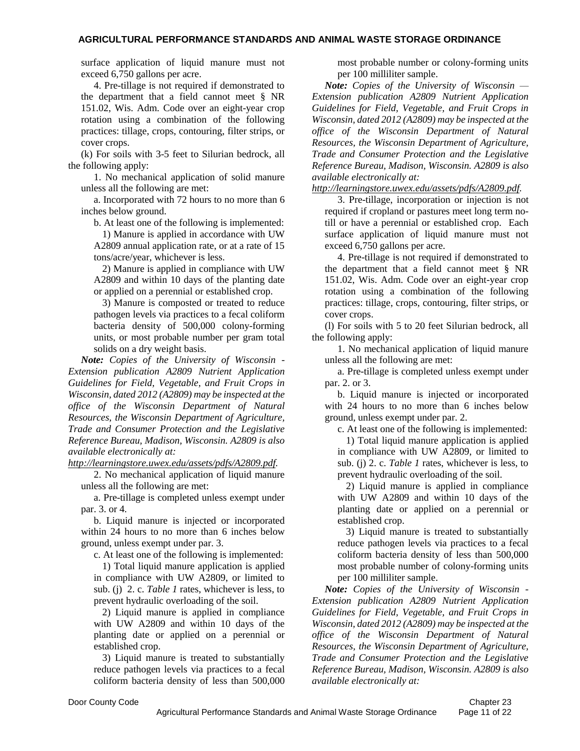surface application of liquid manure must not exceed 6,750 gallons per acre.

4. Pre-tillage is not required if demonstrated to the department that a field cannot meet § NR 151.02, Wis. Adm. Code over an eight-year crop rotation using a combination of the following practices: tillage, crops, contouring, filter strips, or cover crops.

(k) For soils with 3-5 feet to Silurian bedrock, all the following apply:

1. No mechanical application of solid manure unless all the following are met:

a. Incorporated with 72 hours to no more than 6 inches below ground.

b. At least one of the following is implemented:

1) Manure is applied in accordance with UW A2809 annual application rate, or at a rate of 15 tons/acre/year, whichever is less.

2) Manure is applied in compliance with UW A2809 and within 10 days of the planting date or applied on a perennial or established crop.

3) Manure is composted or treated to reduce pathogen levels via practices to a fecal coliform bacteria density of 500,000 colony-forming units, or most probable number per gram total solids on a dry weight basis.

***Note:*** *Copies of the University of Wisconsin - Extension publication A2809 Nutrient Application Guidelines for Field, Vegetable, and Fruit Crops in Wisconsin, dated 2012 (A2809) may be inspected at the office of the Wisconsin Department of Natural Resources, the Wisconsin Department of Agriculture, Trade and Consumer Protection and the Legislative Reference Bureau, Madison, Wisconsin. A2809 is also available electronically at: http://learningstore.uwex.edu/assets/pdfs/A2809.pdf.*

2. No mechanical application of liquid manure unless all the following are met:

a. Pre-tillage is completed unless exempt under par. 3. or 4.

b. Liquid manure is injected or incorporated within 24 hours to no more than 6 inches below ground, unless exempt under par. 3.

c. At least one of the following is implemented:

1) Total liquid manure application is applied in compliance with UW A2809, or limited to sub. (j) 2. c. *Table 1* rates, whichever is less, to prevent hydraulic overloading of the soil.

2) Liquid manure is applied in compliance with UW A2809 and within 10 days of the planting date or applied on a perennial or established crop.

3) Liquid manure is treated to substantially reduce pathogen levels via practices to a fecal coliform bacteria density of less than 500,000 most probable number or colony-forming units per 100 milliliter sample.

***Note:*** *Copies of the University of Wisconsin — Extension publication A2809 Nutrient Application Guidelines for Field, Vegetable, and Fruit Crops in Wisconsin, dated 2012 (A2809) may be inspected at the office of the Wisconsin Department of Natural Resources, the Wisconsin Department of Agriculture, Trade and Consumer Protection and the Legislative Reference Bureau, Madison, Wisconsin. A2809 is also available electronically at: http://learningstore.uwex.edu/assets/pdfs/A2809.pdf.*

3. Pre-tillage, incorporation or injection is not required if cropland or pastures meet long term no-till or have a perennial or established crop. Each surface application of liquid manure must not exceed 6,750 gallons per acre.

4. Pre-tillage is not required if demonstrated to the department that a field cannot meet § NR 151.02, Wis. Adm. Code over an eight-year crop rotation using a combination of the following practices: tillage, crops, contouring, filter strips, or cover crops.

(l) For soils with 5 to 20 feet Silurian bedrock, all the following apply:

1. No mechanical application of liquid manure unless all the following are met:

a. Pre-tillage is completed unless exempt under par. 2. or 3.

b. Liquid manure is injected or incorporated with 24 hours to no more than 6 inches below ground, unless exempt under par. 2.

c. At least one of the following is implemented:

1) Total liquid manure application is applied in compliance with UW A2809, or limited to sub. (j) 2. c. *Table 1* rates, whichever is less, to prevent hydraulic overloading of the soil.

2) Liquid manure is applied in compliance with UW A2809 and within 10 days of the planting date or applied on a perennial or established crop.

3) Liquid manure is treated to substantially reduce pathogen levels via practices to a fecal coliform bacteria density of less than 500,000 most probable number of colony-forming units per 100 milliliter sample.

***Note:*** *Copies of the University of Wisconsin - Extension publication A2809 Nutrient Application Guidelines for Field, Vegetable, and Fruit Crops in Wisconsin, dated 2012 (A2809) may be inspected at the office of the Wisconsin Department of Natural Resources, the Wisconsin Department of Agriculture, Trade and Consumer Protection and the Legislative Reference Bureau, Madison, Wisconsin. A2809 is also available electronically at:*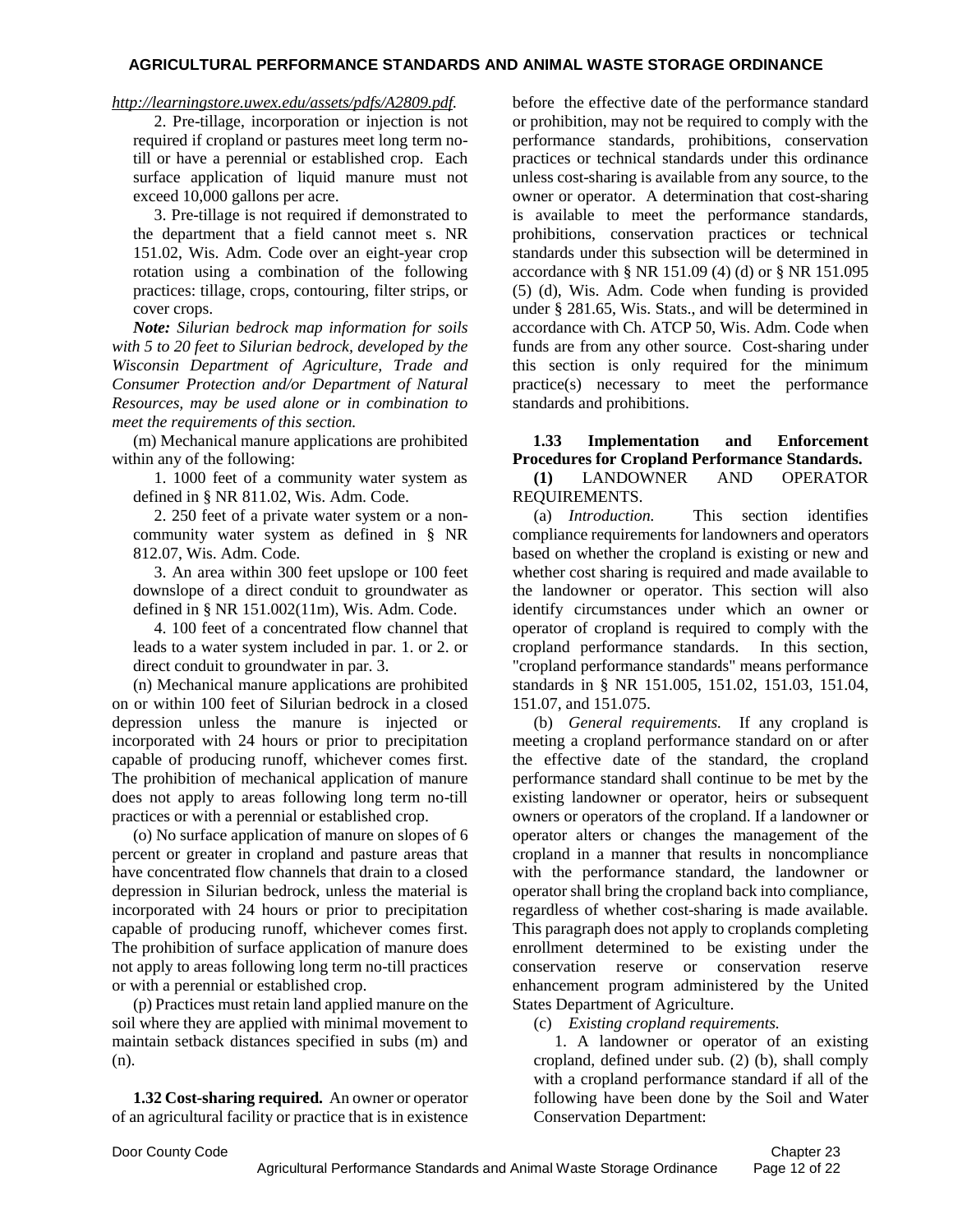*http://learningstore.uwex.edu/assets/pdfs/A2809.pdf.*

2. Pre-tillage, incorporation or injection is not required if cropland or pastures meet long term no-till or have a perennial or established crop. Each surface application of liquid manure must not exceed 10,000 gallons per acre.

3. Pre-tillage is not required if demonstrated to the department that a field cannot meet s. NR 151.02, Wis. Adm. Code over an eight-year crop rotation using a combination of the following practices: tillage, crops, contouring, filter strips, or cover crops.

***Note:** Silurian bedrock map information for soils with 5 to 20 feet to Silurian bedrock, developed by the Wisconsin Department of Agriculture, Trade and Consumer Protection and/or Department of Natural Resources, may be used alone or in combination to meet the requirements of this section.*

(m) Mechanical manure applications are prohibited within any of the following:

1. 1000 feet of a community water system as defined in § NR 811.02, Wis. Adm. Code.

2. 250 feet of a private water system or a non-community water system as defined in § NR 812.07, Wis. Adm. Code.

3. An area within 300 feet upslope or 100 feet downslope of a direct conduit to groundwater as defined in § NR 151.002(11m), Wis. Adm. Code.

4. 100 feet of a concentrated flow channel that leads to a water system included in par. 1. or 2. or direct conduit to groundwater in par. 3.

(n) Mechanical manure applications are prohibited on or within 100 feet of Silurian bedrock in a closed depression unless the manure is injected or incorporated with 24 hours or prior to precipitation capable of producing runoff, whichever comes first. The prohibition of mechanical application of manure does not apply to areas following long term no-till practices or with a perennial or established crop.

(o) No surface application of manure on slopes of 6 percent or greater in cropland and pasture areas that have concentrated flow channels that drain to a closed depression in Silurian bedrock, unless the material is incorporated with 24 hours or prior to precipitation capable of producing runoff, whichever comes first. The prohibition of surface application of manure does not apply to areas following long term no-till practices or with a perennial or established crop.

(p) Practices must retain land applied manure on the soil where they are applied with minimal movement to maintain setback distances specified in subs (m) and (n).

**1.32 Cost-sharing required.** An owner or operator of an agricultural facility or practice that is in existence before the effective date of the performance standard or prohibition, may not be required to comply with the performance standards, prohibitions, conservation practices or technical standards under this ordinance unless cost-sharing is available from any source, to the owner or operator. A determination that cost-sharing is available to meet the performance standards, prohibitions, conservation practices or technical standards under this subsection will be determined in accordance with § NR 151.09 (4) (d) or § NR 151.095 (5) (d), Wis. Adm. Code when funding is provided under § 281.65, Wis. Stats., and will be determined in accordance with Ch. ATCP 50, Wis. Adm. Code when funds are from any other source. Cost-sharing under this section is only required for the minimum practice(s) necessary to meet the performance standards and prohibitions.

**1.33 Implementation and Enforcement Procedures for Cropland Performance Standards.**

**(1)** LANDOWNER AND OPERATOR REQUIREMENTS.

(a) *Introduction.* This section identifies compliance requirements for landowners and operators based on whether the cropland is existing or new and whether cost sharing is required and made available to the landowner or operator. This section will also identify circumstances under which an owner or operator of cropland is required to comply with the cropland performance standards. In this section, "cropland performance standards" means performance standards in § NR 151.005, 151.02, 151.03, 151.04, 151.07, and 151.075.

(b) *General requirements.* If any cropland is meeting a cropland performance standard on or after the effective date of the standard, the cropland performance standard shall continue to be met by the existing landowner or operator, heirs or subsequent owners or operators of the cropland. If a landowner or operator alters or changes the management of the cropland in a manner that results in noncompliance with the performance standard, the landowner or operator shall bring the cropland back into compliance, regardless of whether cost-sharing is made available. This paragraph does not apply to croplands completing enrollment determined to be existing under the conservation reserve or conservation reserve enhancement program administered by the United States Department of Agriculture.

(c) *Existing cropland requirements.*

1. A landowner or operator of an existing cropland, defined under sub. (2) (b), shall comply with a cropland performance standard if all of the following have been done by the Soil and Water Conservation Department: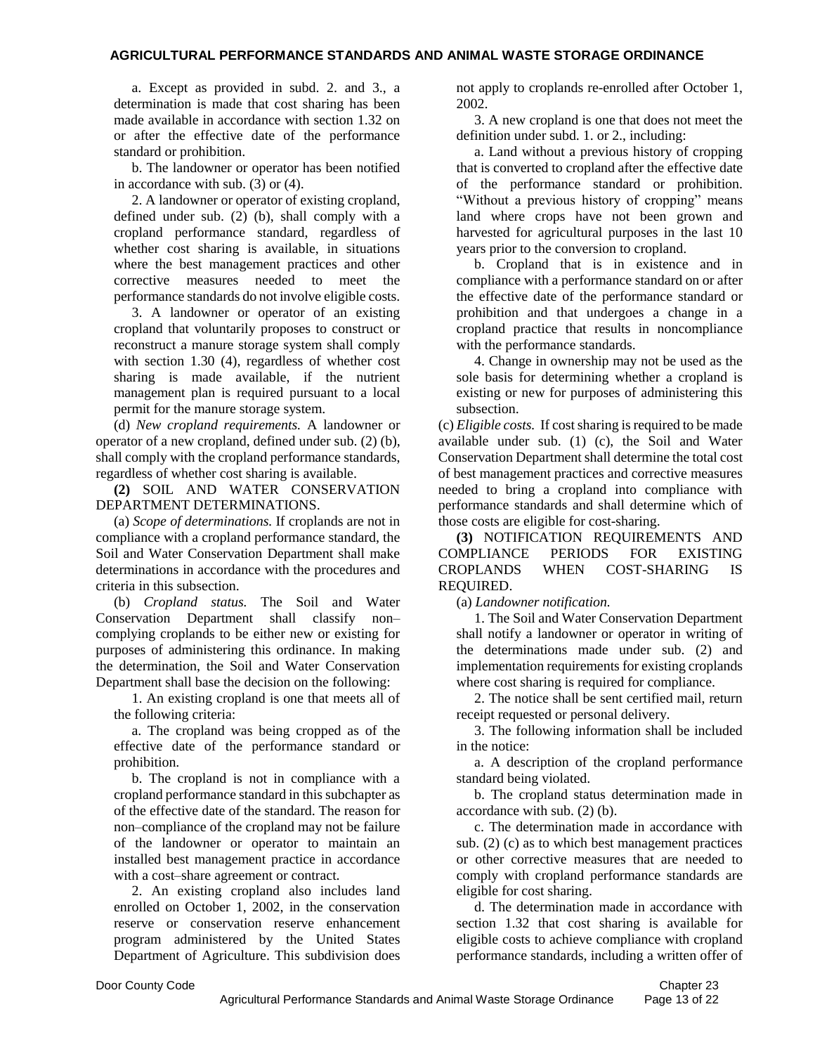a. Except as provided in subd. 2. and 3., a determination is made that cost sharing has been made available in accordance with section 1.32 on or after the effective date of the performance standard or prohibition.

b. The landowner or operator has been notified in accordance with sub. (3) or (4).

2. A landowner or operator of existing cropland, defined under sub. (2) (b), shall comply with a cropland performance standard, regardless of whether cost sharing is available, in situations where the best management practices and other corrective measures needed to meet the performance standards do not involve eligible costs.

3. A landowner or operator of an existing cropland that voluntarily proposes to construct or reconstruct a manure storage system shall comply with section 1.30 (4), regardless of whether cost sharing is made available, if the nutrient management plan is required pursuant to a local permit for the manure storage system.

(d) *New cropland requirements.* A landowner or operator of a new cropland, defined under sub. (2) (b), shall comply with the cropland performance standards, regardless of whether cost sharing is available.

**(2)** SOIL AND WATER CONSERVATION DEPARTMENT DETERMINATIONS.

(a) *Scope of determinations.* If croplands are not in compliance with a cropland performance standard, the Soil and Water Conservation Department shall make determinations in accordance with the procedures and criteria in this subsection.

(b) *Cropland status.* The Soil and Water Conservation Department shall classify non–complying croplands to be either new or existing for purposes of administering this ordinance. In making the determination, the Soil and Water Conservation Department shall base the decision on the following:

1. An existing cropland is one that meets all of the following criteria:

a. The cropland was being cropped as of the effective date of the performance standard or prohibition.

b. The cropland is not in compliance with a cropland performance standard in this subchapter as of the effective date of the standard. The reason for non–compliance of the cropland may not be failure of the landowner or operator to maintain an installed best management practice in accordance with a cost–share agreement or contract.

2. An existing cropland also includes land enrolled on October 1, 2002, in the conservation reserve or conservation reserve enhancement program administered by the United States Department of Agriculture. This subdivision does not apply to croplands re-enrolled after October 1, 2002.

3. A new cropland is one that does not meet the definition under subd. 1. or 2., including:

a. Land without a previous history of cropping that is converted to cropland after the effective date of the performance standard or prohibition. "Without a previous history of cropping" means land where crops have not been grown and harvested for agricultural purposes in the last 10 years prior to the conversion to cropland.

b. Cropland that is in existence and in compliance with a performance standard on or after the effective date of the performance standard or prohibition and that undergoes a change in a cropland practice that results in noncompliance with the performance standards.

4. Change in ownership may not be used as the sole basis for determining whether a cropland is existing or new for purposes of administering this subsection.

(c) *Eligible costs.* If cost sharing is required to be made available under sub. (1) (c), the Soil and Water Conservation Department shall determine the total cost of best management practices and corrective measures needed to bring a cropland into compliance with performance standards and shall determine which of those costs are eligible for cost-sharing.

**(3)** NOTIFICATION REQUIREMENTS AND COMPLIANCE PERIODS FOR EXISTING CROPLANDS WHEN COST-SHARING IS REQUIRED.

(a) *Landowner notification.*

1. The Soil and Water Conservation Department shall notify a landowner or operator in writing of the determinations made under sub. (2) and implementation requirements for existing croplands where cost sharing is required for compliance.

2. The notice shall be sent certified mail, return receipt requested or personal delivery.

3. The following information shall be included in the notice:

a. A description of the cropland performance standard being violated.

b. The cropland status determination made in accordance with sub. (2) (b).

c. The determination made in accordance with sub. (2) (c) as to which best management practices or other corrective measures that are needed to comply with cropland performance standards are eligible for cost sharing.

d. The determination made in accordance with section 1.32 that cost sharing is available for eligible costs to achieve compliance with cropland performance standards, including a written offer of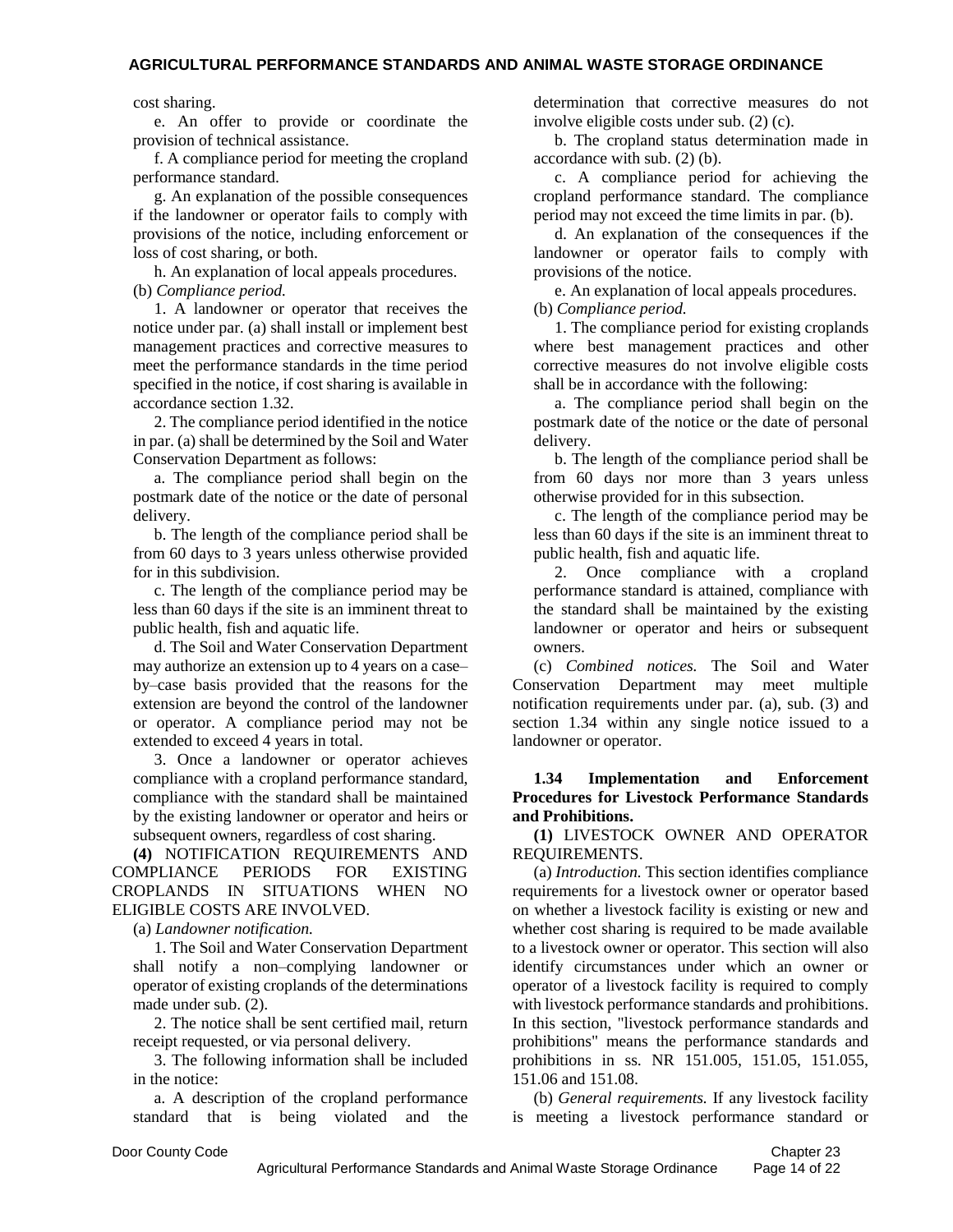cost sharing.

e. An offer to provide or coordinate the provision of technical assistance.

f. A compliance period for meeting the cropland performance standard.

g. An explanation of the possible consequences if the landowner or operator fails to comply with provisions of the notice, including enforcement or loss of cost sharing, or both.

h. An explanation of local appeals procedures.

(b) *Compliance period.*

1. A landowner or operator that receives the notice under par. (a) shall install or implement best management practices and corrective measures to meet the performance standards in the time period specified in the notice, if cost sharing is available in accordance section 1.32.

2. The compliance period identified in the notice in par. (a) shall be determined by the Soil and Water Conservation Department as follows:

a. The compliance period shall begin on the postmark date of the notice or the date of personal delivery.

b. The length of the compliance period shall be from 60 days to 3 years unless otherwise provided for in this subdivision.

c. The length of the compliance period may be less than 60 days if the site is an imminent threat to public health, fish and aquatic life.

d. The Soil and Water Conservation Department may authorize an extension up to 4 years on a case–by–case basis provided that the reasons for the extension are beyond the control of the landowner or operator. A compliance period may not be extended to exceed 4 years in total.

3. Once a landowner or operator achieves compliance with a cropland performance standard, compliance with the standard shall be maintained by the existing landowner or operator and heirs or subsequent owners, regardless of cost sharing.

**(4)** NOTIFICATION REQUIREMENTS AND COMPLIANCE PERIODS FOR EXISTING CROPLANDS IN SITUATIONS WHEN NO ELIGIBLE COSTS ARE INVOLVED.

(a) *Landowner notification.*

1. The Soil and Water Conservation Department shall notify a non–complying landowner or operator of existing croplands of the determinations made under sub. (2).

2. The notice shall be sent certified mail, return receipt requested, or via personal delivery.

3. The following information shall be included in the notice:

a. A description of the cropland performance standard that is being violated and the determination that corrective measures do not involve eligible costs under sub. (2) (c).

b. The cropland status determination made in accordance with sub. (2) (b).

c. A compliance period for achieving the cropland performance standard. The compliance period may not exceed the time limits in par. (b).

d. An explanation of the consequences if the landowner or operator fails to comply with provisions of the notice.

e. An explanation of local appeals procedures.

(b) *Compliance period.*

1. The compliance period for existing croplands where best management practices and other corrective measures do not involve eligible costs shall be in accordance with the following:

a. The compliance period shall begin on the postmark date of the notice or the date of personal delivery.

b. The length of the compliance period shall be from 60 days nor more than 3 years unless otherwise provided for in this subsection.

c. The length of the compliance period may be less than 60 days if the site is an imminent threat to public health, fish and aquatic life.

2. Once compliance with a cropland performance standard is attained, compliance with the standard shall be maintained by the existing landowner or operator and heirs or subsequent owners.

(c) *Combined notices.* The Soil and Water Conservation Department may meet multiple notification requirements under par. (a), sub. (3) and section 1.34 within any single notice issued to a landowner or operator.

### 1.34 Implementation and Enforcement Procedures for Livestock Performance Standards and Prohibitions.

**(1)** LIVESTOCK OWNER AND OPERATOR REQUIREMENTS.

(a) *Introduction.* This section identifies compliance requirements for a livestock owner or operator based on whether a livestock facility is existing or new and whether cost sharing is required to be made available to a livestock owner or operator. This section will also identify circumstances under which an owner or operator of a livestock facility is required to comply with livestock performance standards and prohibitions. In this section, "livestock performance standards and prohibitions" means the performance standards and prohibitions in ss. NR 151.005, 151.05, 151.055, 151.06 and 151.08.

(b) *General requirements.* If any livestock facility is meeting a livestock performance standard or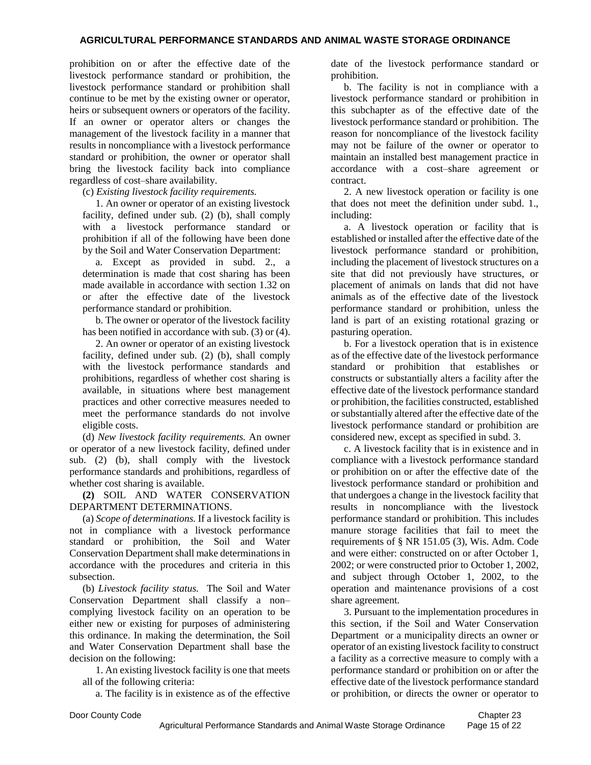prohibition on or after the effective date of the livestock performance standard or prohibition, the livestock performance standard or prohibition shall continue to be met by the existing owner or operator, heirs or subsequent owners or operators of the facility. If an owner or operator alters or changes the management of the livestock facility in a manner that results in noncompliance with a livestock performance standard or prohibition, the owner or operator shall bring the livestock facility back into compliance regardless of cost–share availability.

(c) *Existing livestock facility requirements.*

1. An owner or operator of an existing livestock facility, defined under sub. (2) (b), shall comply with a livestock performance standard or prohibition if all of the following have been done by the Soil and Water Conservation Department:

a. Except as provided in subd. 2., a determination is made that cost sharing has been made available in accordance with section 1.32 on or after the effective date of the livestock performance standard or prohibition.

b. The owner or operator of the livestock facility has been notified in accordance with sub. (3) or (4).

2. An owner or operator of an existing livestock facility, defined under sub. (2) (b), shall comply with the livestock performance standards and prohibitions, regardless of whether cost sharing is available, in situations where best management practices and other corrective measures needed to meet the performance standards do not involve eligible costs.

(d) *New livestock facility requirements.* An owner or operator of a new livestock facility, defined under sub. (2) (b), shall comply with the livestock performance standards and prohibitions, regardless of whether cost sharing is available.

**(2)** SOIL AND WATER CONSERVATION DEPARTMENT DETERMINATIONS.

(a) *Scope of determinations.* If a livestock facility is not in compliance with a livestock performance standard or prohibition, the Soil and Water Conservation Department shall make determinations in accordance with the procedures and criteria in this subsection.

(b) *Livestock facility status.* The Soil and Water Conservation Department shall classify a non–complying livestock facility on an operation to be either new or existing for purposes of administering this ordinance. In making the determination, the Soil and Water Conservation Department shall base the decision on the following:

1. An existing livestock facility is one that meets all of the following criteria:

a. The facility is in existence as of the effective date of the livestock performance standard or prohibition.

b. The facility is not in compliance with a livestock performance standard or prohibition in this subchapter as of the effective date of the livestock performance standard or prohibition. The reason for noncompliance of the livestock facility may not be failure of the owner or operator to maintain an installed best management practice in accordance with a cost–share agreement or contract.

2. A new livestock operation or facility is one that does not meet the definition under subd. 1., including:

a. A livestock operation or facility that is established or installed after the effective date of the livestock performance standard or prohibition, including the placement of livestock structures on a site that did not previously have structures, or placement of animals on lands that did not have animals as of the effective date of the livestock performance standard or prohibition, unless the land is part of an existing rotational grazing or pasturing operation.

b. For a livestock operation that is in existence as of the effective date of the livestock performance standard or prohibition that establishes or constructs or substantially alters a facility after the effective date of the livestock performance standard or prohibition, the facilities constructed, established or substantially altered after the effective date of the livestock performance standard or prohibition are considered new, except as specified in subd. 3.

c. A livestock facility that is in existence and in compliance with a livestock performance standard or prohibition on or after the effective date of the livestock performance standard or prohibition and that undergoes a change in the livestock facility that results in noncompliance with the livestock performance standard or prohibition. This includes manure storage facilities that fail to meet the requirements of § NR 151.05 (3), Wis. Adm. Code and were either: constructed on or after October 1, 2002; or were constructed prior to October 1, 2002, and subject through October 1, 2002, to the operation and maintenance provisions of a cost share agreement.

3. Pursuant to the implementation procedures in this section, if the Soil and Water Conservation Department or a municipality directs an owner or operator of an existing livestock facility to construct a facility as a corrective measure to comply with a performance standard or prohibition on or after the effective date of the livestock performance standard or prohibition, or directs the owner or operator to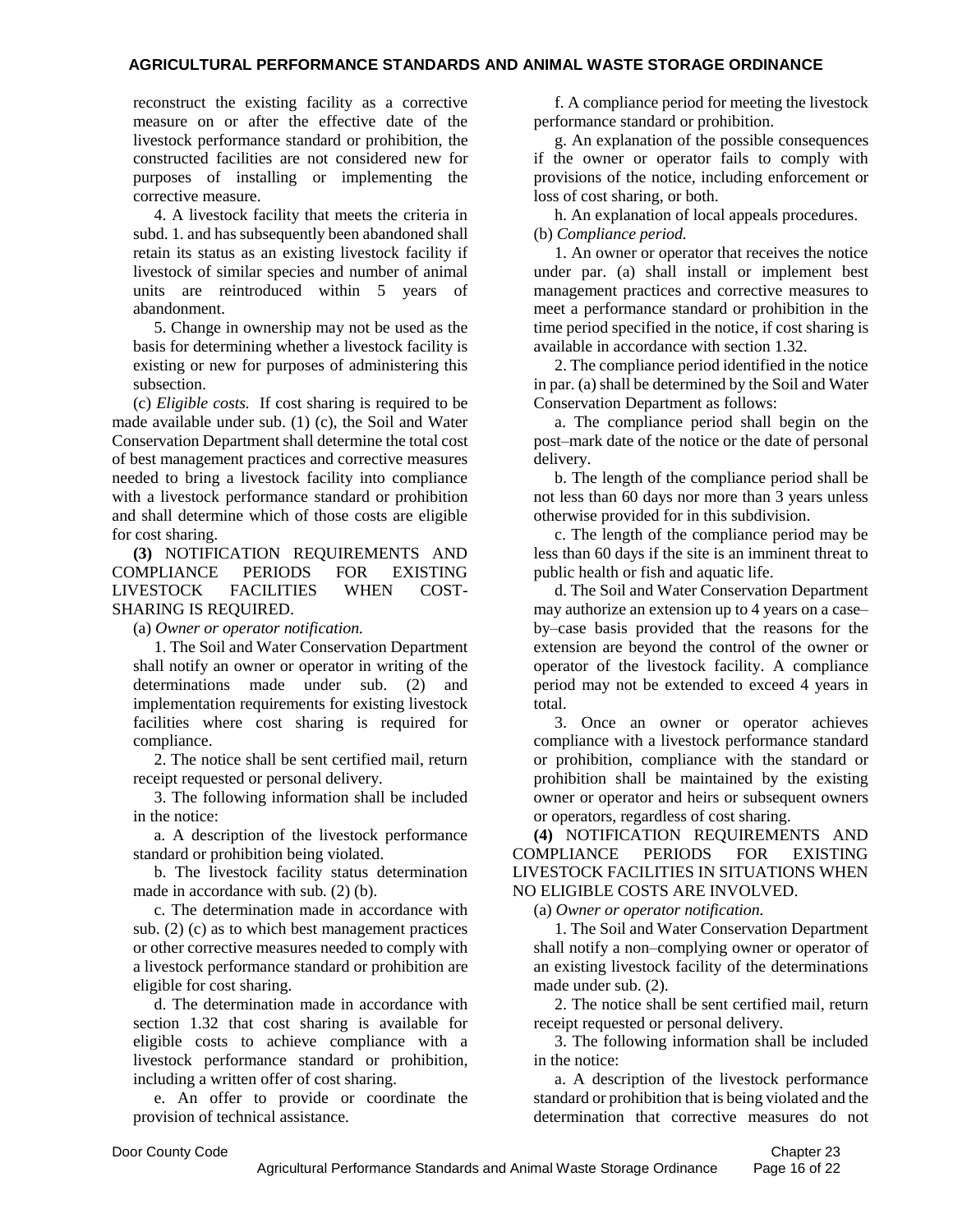reconstruct the existing facility as a corrective measure on or after the effective date of the livestock performance standard or prohibition, the constructed facilities are not considered new for purposes of installing or implementing the corrective measure.

4. A livestock facility that meets the criteria in subd. 1. and has subsequently been abandoned shall retain its status as an existing livestock facility if livestock of similar species and number of animal units are reintroduced within 5 years of abandonment.

5. Change in ownership may not be used as the basis for determining whether a livestock facility is existing or new for purposes of administering this subsection.

(c) *Eligible costs.* If cost sharing is required to be made available under sub. (1) (c), the Soil and Water Conservation Department shall determine the total cost of best management practices and corrective measures needed to bring a livestock facility into compliance with a livestock performance standard or prohibition and shall determine which of those costs are eligible for cost sharing.

**(3)** NOTIFICATION REQUIREMENTS AND COMPLIANCE PERIODS FOR EXISTING LIVESTOCK FACILITIES WHEN COST-SHARING IS REQUIRED.

(a) *Owner or operator notification.*

1. The Soil and Water Conservation Department shall notify an owner or operator in writing of the determinations made under sub. (2) and implementation requirements for existing livestock facilities where cost sharing is required for compliance.

2. The notice shall be sent certified mail, return receipt requested or personal delivery.

3. The following information shall be included in the notice:

a. A description of the livestock performance standard or prohibition being violated.

b. The livestock facility status determination made in accordance with sub. (2) (b).

c. The determination made in accordance with sub. (2) (c) as to which best management practices or other corrective measures needed to comply with a livestock performance standard or prohibition are eligible for cost sharing.

d. The determination made in accordance with section 1.32 that cost sharing is available for eligible costs to achieve compliance with a livestock performance standard or prohibition, including a written offer of cost sharing.

e. An offer to provide or coordinate the provision of technical assistance.

f. A compliance period for meeting the livestock performance standard or prohibition.

g. An explanation of the possible consequences if the owner or operator fails to comply with provisions of the notice, including enforcement or loss of cost sharing, or both.

h. An explanation of local appeals procedures.

(b) *Compliance period.*

1. An owner or operator that receives the notice under par. (a) shall install or implement best management practices and corrective measures to meet a performance standard or prohibition in the time period specified in the notice, if cost sharing is available in accordance with section 1.32.

2. The compliance period identified in the notice in par. (a) shall be determined by the Soil and Water Conservation Department as follows:

a. The compliance period shall begin on the post–mark date of the notice or the date of personal delivery.

b. The length of the compliance period shall be not less than 60 days nor more than 3 years unless otherwise provided for in this subdivision.

c. The length of the compliance period may be less than 60 days if the site is an imminent threat to public health or fish and aquatic life.

d. The Soil and Water Conservation Department may authorize an extension up to 4 years on a case–by–case basis provided that the reasons for the extension are beyond the control of the owner or operator of the livestock facility. A compliance period may not be extended to exceed 4 years in total.

3. Once an owner or operator achieves compliance with a livestock performance standard or prohibition, compliance with the standard or prohibition shall be maintained by the existing owner or operator and heirs or subsequent owners or operators, regardless of cost sharing.

**(4)** NOTIFICATION REQUIREMENTS AND COMPLIANCE PERIODS FOR EXISTING LIVESTOCK FACILITIES IN SITUATIONS WHEN NO ELIGIBLE COSTS ARE INVOLVED.

(a) *Owner or operator notification.*

1. The Soil and Water Conservation Department shall notify a non–complying owner or operator of an existing livestock facility of the determinations made under sub. (2).

2. The notice shall be sent certified mail, return receipt requested or personal delivery.

3. The following information shall be included in the notice:

a. A description of the livestock performance standard or prohibition that is being violated and the determination that corrective measures do not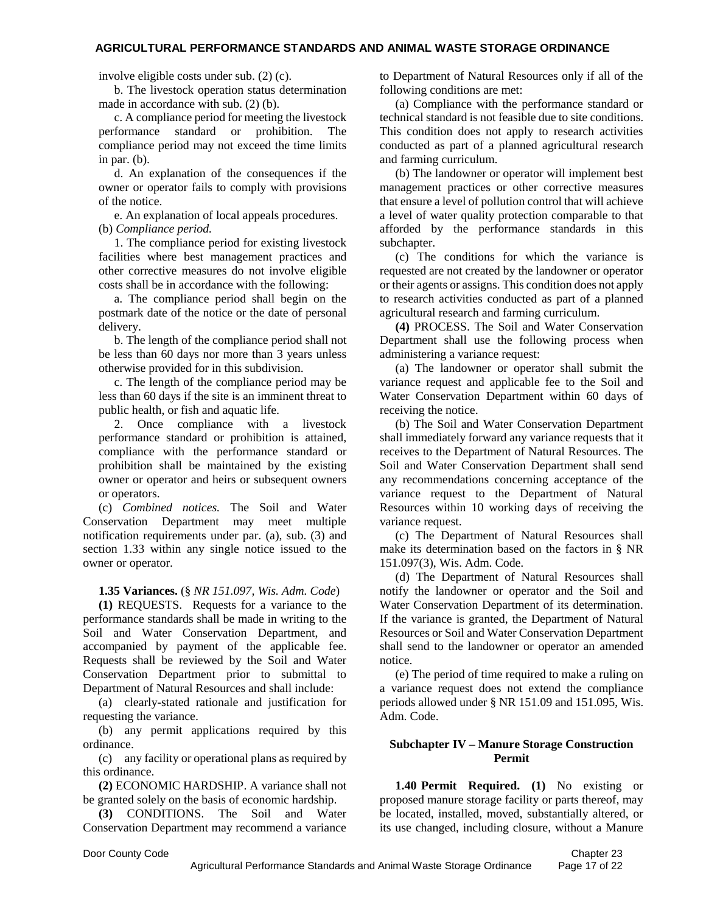involve eligible costs under sub. (2) (c).

b. The livestock operation status determination made in accordance with sub. (2) (b).

c. A compliance period for meeting the livestock performance standard or prohibition. The compliance period may not exceed the time limits in par. (b).

d. An explanation of the consequences if the owner or operator fails to comply with provisions of the notice.

e. An explanation of local appeals procedures.

(b) *Compliance period.*

1. The compliance period for existing livestock facilities where best management practices and other corrective measures do not involve eligible costs shall be in accordance with the following:

a. The compliance period shall begin on the postmark date of the notice or the date of personal delivery.

b. The length of the compliance period shall not be less than 60 days nor more than 3 years unless otherwise provided for in this subdivision.

c. The length of the compliance period may be less than 60 days if the site is an imminent threat to public health, or fish and aquatic life.

2. Once compliance with a livestock performance standard or prohibition is attained, compliance with the performance standard or prohibition shall be maintained by the existing owner or operator and heirs or subsequent owners or operators.

(c) *Combined notices.* The Soil and Water Conservation Department may meet multiple notification requirements under par. (a), sub. (3) and section 1.33 within any single notice issued to the owner or operator.

**1.35 Variances.** (*§ NR 151.097, Wis. Adm. Code*)

**(1)** REQUESTS. Requests for a variance to the performance standards shall be made in writing to the Soil and Water Conservation Department, and accompanied by payment of the applicable fee. Requests shall be reviewed by the Soil and Water Conservation Department prior to submittal to Department of Natural Resources and shall include:

(a) clearly-stated rationale and justification for requesting the variance.

(b) any permit applications required by this ordinance.

(c) any facility or operational plans as required by this ordinance.

**(2)** ECONOMIC HARDSHIP. A variance shall not be granted solely on the basis of economic hardship.

**(3)** CONDITIONS. The Soil and Water Conservation Department may recommend a variance to Department of Natural Resources only if all of the following conditions are met:

(a) Compliance with the performance standard or technical standard is not feasible due to site conditions. This condition does not apply to research activities conducted as part of a planned agricultural research and farming curriculum.

(b) The landowner or operator will implement best management practices or other corrective measures that ensure a level of pollution control that will achieve a level of water quality protection comparable to that afforded by the performance standards in this subchapter.

(c) The conditions for which the variance is requested are not created by the landowner or operator or their agents or assigns. This condition does not apply to research activities conducted as part of a planned agricultural research and farming curriculum.

**(4)** PROCESS. The Soil and Water Conservation Department shall use the following process when administering a variance request:

(a) The landowner or operator shall submit the variance request and applicable fee to the Soil and Water Conservation Department within 60 days of receiving the notice.

(b) The Soil and Water Conservation Department shall immediately forward any variance requests that it receives to the Department of Natural Resources. The Soil and Water Conservation Department shall send any recommendations concerning acceptance of the variance request to the Department of Natural Resources within 10 working days of receiving the variance request.

(c) The Department of Natural Resources shall make its determination based on the factors in § NR 151.097(3), Wis. Adm. Code.

(d) The Department of Natural Resources shall notify the landowner or operator and the Soil and Water Conservation Department of its determination. If the variance is granted, the Department of Natural Resources or Soil and Water Conservation Department shall send to the landowner or operator an amended notice.

(e) The period of time required to make a ruling on a variance request does not extend the compliance periods allowed under § NR 151.09 and 151.095, Wis. Adm. Code.

## Subchapter IV – Manure Storage Construction Permit

**1.40 Permit Required. (1)** No existing or proposed manure storage facility or parts thereof, may be located, installed, moved, substantially altered, or its use changed, including closure, without a Manure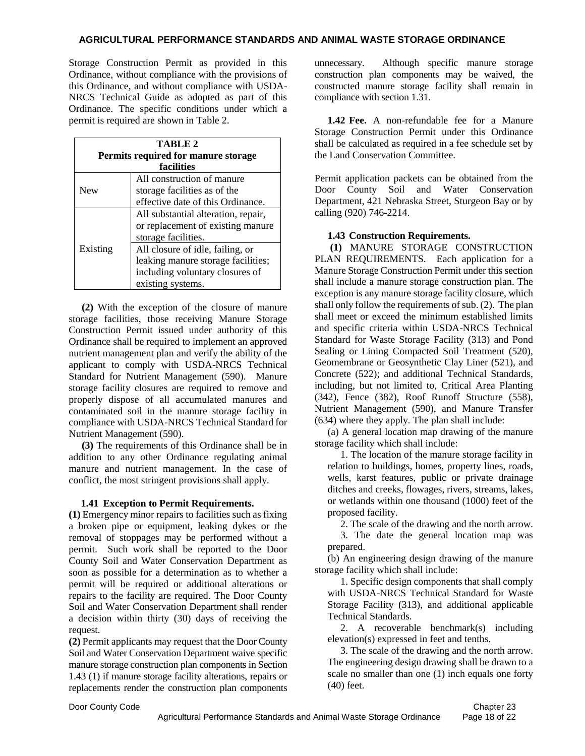Storage Construction Permit as provided in this Ordinance, without compliance with the provisions of this Ordinance, and without compliance with USDA-NRCS Technical Guide as adopted as part of this Ordinance. The specific conditions under which a permit is required are shown in Table 2.

**TABLE 2**
**Permits required for manure storage facilities**

| | |
|---|---|
| New | All construction of manure storage facilities as of the effective date of this Ordinance. |
| Existing | All substantial alteration, repair, or replacement of existing manure storage facilities. |
| | All closure of idle, failing, or leaking manure storage facilities; including voluntary closures of existing systems. |

**(2)** With the exception of the closure of manure storage facilities, those receiving Manure Storage Construction Permit issued under authority of this Ordinance shall be required to implement an approved nutrient management plan and verify the ability of the applicant to comply with USDA-NRCS Technical Standard for Nutrient Management (590). Manure storage facility closures are required to remove and properly dispose of all accumulated manures and contaminated soil in the manure storage facility in compliance with USDA-NRCS Technical Standard for Nutrient Management (590).

**(3)** The requirements of this Ordinance shall be in addition to any other Ordinance regulating animal manure and nutrient management. In the case of conflict, the most stringent provisions shall apply.

**1.41 Exception to Permit Requirements.**

**(1)** Emergency minor repairs to facilities such as fixing a broken pipe or equipment, leaking dykes or the removal of stoppages may be performed without a permit. Such work shall be reported to the Door County Soil and Water Conservation Department as soon as possible for a determination as to whether a permit will be required or additional alterations or repairs to the facility are required. The Door County Soil and Water Conservation Department shall render a decision within thirty (30) days of receiving the request.

**(2)** Permit applicants may request that the Door County Soil and Water Conservation Department waive specific manure storage construction plan components in Section 1.43 (1) if manure storage facility alterations, repairs or replacements render the construction plan components unnecessary. Although specific manure storage construction plan components may be waived, the constructed manure storage facility shall remain in compliance with section 1.31.

**1.42 Fee.** A non-refundable fee for a Manure Storage Construction Permit under this Ordinance shall be calculated as required in a fee schedule set by the Land Conservation Committee.

Permit application packets can be obtained from the Door County Soil and Water Conservation Department, 421 Nebraska Street, Sturgeon Bay or by calling (920) 746-2214.

**1.43 Construction Requirements.**

**(1)** MANURE STORAGE CONSTRUCTION PLAN REQUIREMENTS. Each application for a Manure Storage Construction Permit under this section shall include a manure storage construction plan. The exception is any manure storage facility closure, which shall only follow the requirements of sub. (2). The plan shall meet or exceed the minimum established limits and specific criteria within USDA-NRCS Technical Standard for Waste Storage Facility (313) and Pond Sealing or Lining Compacted Soil Treatment (520), Geomembrane or Geosynthetic Clay Liner (521), and Concrete (522); and additional Technical Standards, including, but not limited to, Critical Area Planting (342), Fence (382), Roof Runoff Structure (558), Nutrient Management (590), and Manure Transfer (634) where they apply. The plan shall include:

(a) A general location map drawing of the manure storage facility which shall include:

1. The location of the manure storage facility in relation to buildings, homes, property lines, roads, wells, karst features, public or private drainage ditches and creeks, flowages, rivers, streams, lakes, or wetlands within one thousand (1000) feet of the proposed facility.
2. The scale of the drawing and the north arrow.
3. The date the general location map was prepared.

(b) An engineering design drawing of the manure storage facility which shall include:

1. Specific design components that shall comply with USDA-NRCS Technical Standard for Waste Storage Facility (313), and additional applicable Technical Standards.
2. A recoverable benchmark(s) including elevation(s) expressed in feet and tenths.
3. The scale of the drawing and the north arrow. The engineering design drawing shall be drawn to a scale no smaller than one (1) inch equals one forty (40) feet.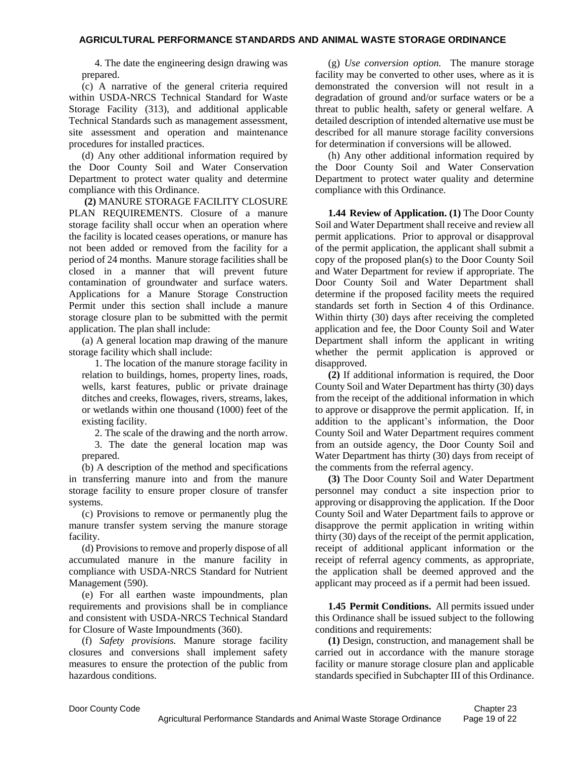4. The date the engineering design drawing was prepared.

(c) A narrative of the general criteria required within USDA-NRCS Technical Standard for Waste Storage Facility (313), and additional applicable Technical Standards such as management assessment, site assessment and operation and maintenance procedures for installed practices.

(d) Any other additional information required by the Door County Soil and Water Conservation Department to protect water quality and determine compliance with this Ordinance.

**(2)** MANURE STORAGE FACILITY CLOSURE PLAN REQUIREMENTS. Closure of a manure storage facility shall occur when an operation where the facility is located ceases operations, or manure has not been added or removed from the facility for a period of 24 months. Manure storage facilities shall be closed in a manner that will prevent future contamination of groundwater and surface waters. Applications for a Manure Storage Construction Permit under this section shall include a manure storage closure plan to be submitted with the permit application. The plan shall include:

(a) A general location map drawing of the manure storage facility which shall include:

1. The location of the manure storage facility in relation to buildings, homes, property lines, roads, wells, karst features, public or private drainage ditches and creeks, flowages, rivers, streams, lakes, or wetlands within one thousand (1000) feet of the existing facility.

2. The scale of the drawing and the north arrow.

3. The date the general location map was prepared.

(b) A description of the method and specifications in transferring manure into and from the manure storage facility to ensure proper closure of transfer systems.

(c) Provisions to remove or permanently plug the manure transfer system serving the manure storage facility.

(d) Provisions to remove and properly dispose of all accumulated manure in the manure facility in compliance with USDA-NRCS Standard for Nutrient Management (590).

(e) For all earthen waste impoundments, plan requirements and provisions shall be in compliance and consistent with USDA-NRCS Technical Standard for Closure of Waste Impoundments (360).

(f) *Safety provisions.* Manure storage facility closures and conversions shall implement safety measures to ensure the protection of the public from hazardous conditions.

(g) *Use conversion option.* The manure storage facility may be converted to other uses, where as it is demonstrated the conversion will not result in a degradation of ground and/or surface waters or be a threat to public health, safety or general welfare. A detailed description of intended alternative use must be described for all manure storage facility conversions for determination if conversions will be allowed.

(h) Any other additional information required by the Door County Soil and Water Conservation Department to protect water quality and determine compliance with this Ordinance.

**1.44 Review of Application. (1)** The Door County Soil and Water Department shall receive and review all permit applications. Prior to approval or disapproval of the permit application, the applicant shall submit a copy of the proposed plan(s) to the Door County Soil and Water Department for review if appropriate. The Door County Soil and Water Department shall determine if the proposed facility meets the required standards set forth in Section 4 of this Ordinance. Within thirty (30) days after receiving the completed application and fee, the Door County Soil and Water Department shall inform the applicant in writing whether the permit application is approved or disapproved.

**(2)** If additional information is required, the Door County Soil and Water Department has thirty (30) days from the receipt of the additional information in which to approve or disapprove the permit application. If, in addition to the applicant's information, the Door County Soil and Water Department requires comment from an outside agency, the Door County Soil and Water Department has thirty (30) days from receipt of the comments from the referral agency.

**(3)** The Door County Soil and Water Department personnel may conduct a site inspection prior to approving or disapproving the application. If the Door County Soil and Water Department fails to approve or disapprove the permit application in writing within thirty (30) days of the receipt of the permit application, receipt of additional applicant information or the receipt of referral agency comments, as appropriate, the application shall be deemed approved and the applicant may proceed as if a permit had been issued.

**1.45 Permit Conditions.** All permits issued under this Ordinance shall be issued subject to the following conditions and requirements:

**(1)** Design, construction, and management shall be carried out in accordance with the manure storage facility or manure storage closure plan and applicable standards specified in Subchapter III of this Ordinance.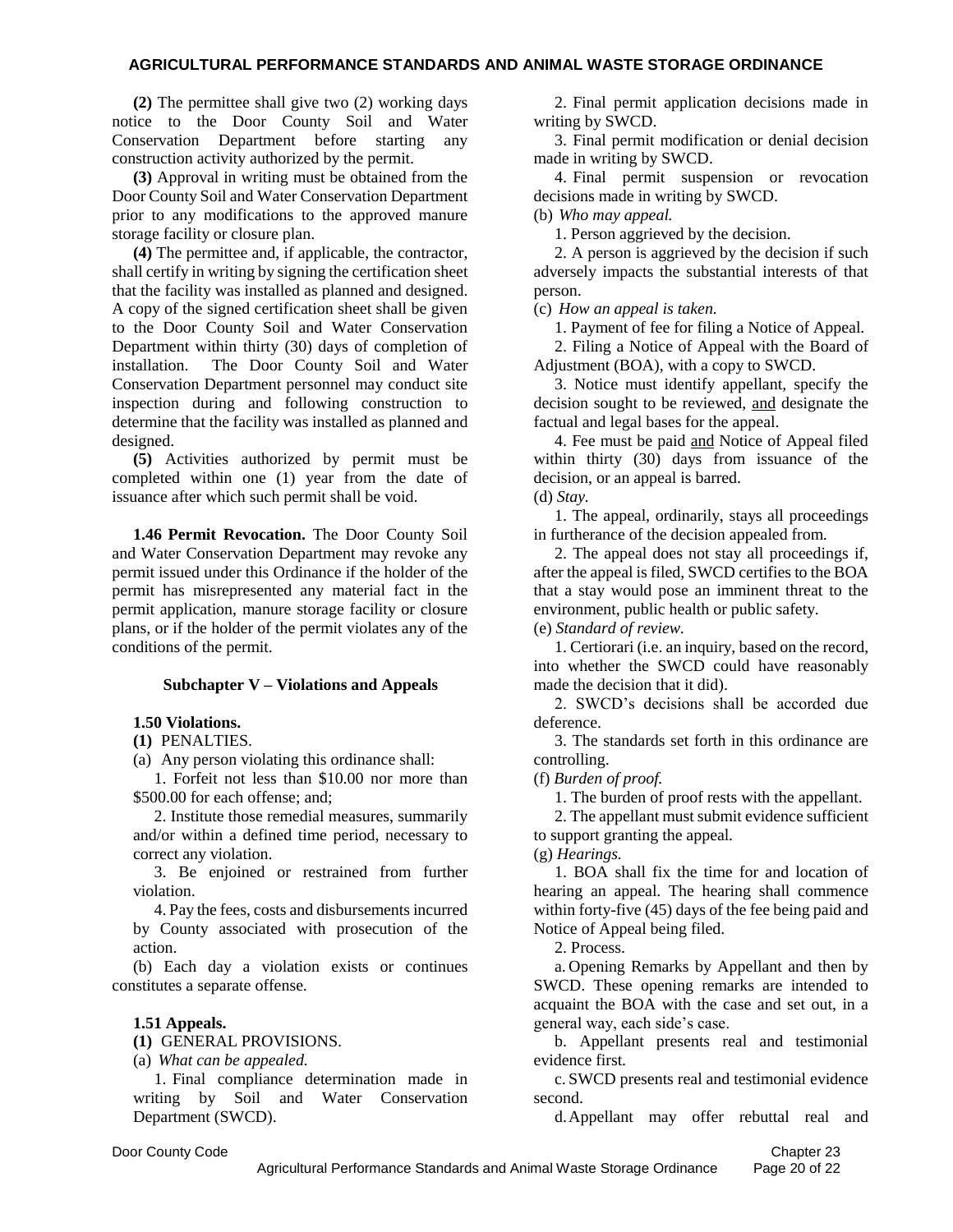**(2)** The permittee shall give two (2) working days notice to the Door County Soil and Water Conservation Department before starting any construction activity authorized by the permit.

**(3)** Approval in writing must be obtained from the Door County Soil and Water Conservation Department prior to any modifications to the approved manure storage facility or closure plan.

**(4)** The permittee and, if applicable, the contractor, shall certify in writing by signing the certification sheet that the facility was installed as planned and designed. A copy of the signed certification sheet shall be given to the Door County Soil and Water Conservation Department within thirty (30) days of completion of installation. The Door County Soil and Water Conservation Department personnel may conduct site inspection during and following construction to determine that the facility was installed as planned and designed.

**(5)** Activities authorized by permit must be completed within one (1) year from the date of issuance after which such permit shall be void.

**1.46 Permit Revocation.** The Door County Soil and Water Conservation Department may revoke any permit issued under this Ordinance if the holder of the permit has misrepresented any material fact in the permit application, manure storage facility or closure plans, or if the holder of the permit violates any of the conditions of the permit.

### Subchapter V – Violations and Appeals

**1.50 Violations.**

**(1)** PENALTIES.

(a) Any person violating this ordinance shall:

1. Forfeit not less than $10.00 nor more than $500.00 for each offense; and;

2. Institute those remedial measures, summarily and/or within a defined time period, necessary to correct any violation.

3. Be enjoined or restrained from further violation.

4. Pay the fees, costs and disbursements incurred by County associated with prosecution of the action.

(b) Each day a violation exists or continues constitutes a separate offense.

**1.51 Appeals.**

**(1)** GENERAL PROVISIONS.

(a) *What can be appealed.*

1. Final compliance determination made in writing by Soil and Water Conservation Department (SWCD).

2. Final permit application decisions made in writing by SWCD.

3. Final permit modification or denial decision made in writing by SWCD.

4. Final permit suspension or revocation decisions made in writing by SWCD.

(b) *Who may appeal.*

1. Person aggrieved by the decision.

2. A person is aggrieved by the decision if such adversely impacts the substantial interests of that person.

(c) *How an appeal is taken.*

1. Payment of fee for filing a Notice of Appeal.

2. Filing a Notice of Appeal with the Board of Adjustment (BOA), with a copy to SWCD.

3. Notice must identify appellant, specify the decision sought to be reviewed, <u>and</u> designate the factual and legal bases for the appeal.

4. Fee must be paid <u>and</u> Notice of Appeal filed within thirty (30) days from issuance of the decision, or an appeal is barred.

(d) *Stay.*

1. The appeal, ordinarily, stays all proceedings in furtherance of the decision appealed from.

2. The appeal does not stay all proceedings if, after the appeal is filed, SWCD certifies to the BOA that a stay would pose an imminent threat to the environment, public health or public safety.

(e) *Standard of review.*

1. Certiorari (i.e. an inquiry, based on the record, into whether the SWCD could have reasonably made the decision that it did).

2. SWCD's decisions shall be accorded due deference.

3. The standards set forth in this ordinance are controlling.

(f) *Burden of proof.*

1. The burden of proof rests with the appellant.

2. The appellant must submit evidence sufficient to support granting the appeal.

(g) *Hearings.*

1. BOA shall fix the time for and location of hearing an appeal. The hearing shall commence within forty-five (45) days of the fee being paid and Notice of Appeal being filed.

2. Process.

a. Opening Remarks by Appellant and then by SWCD. These opening remarks are intended to acquaint the BOA with the case and set out, in a general way, each side's case.

b. Appellant presents real and testimonial evidence first.

c. SWCD presents real and testimonial evidence second.

d. Appellant may offer rebuttal real and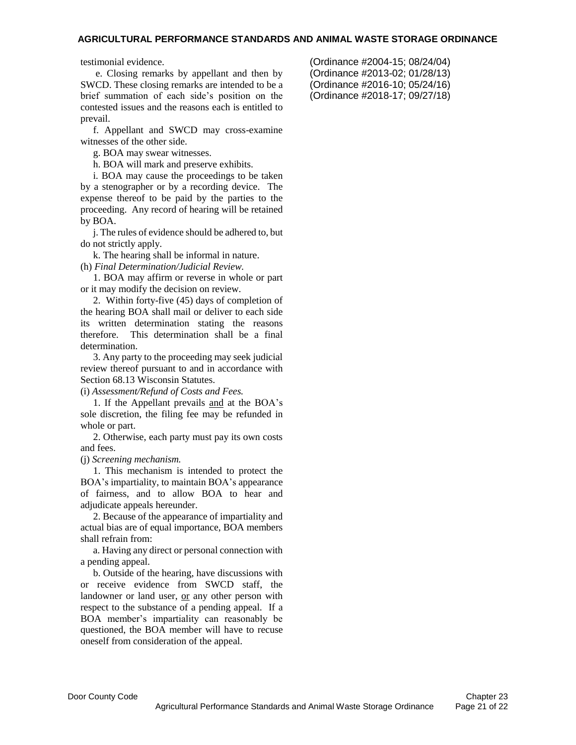testimonial evidence.

e. Closing remarks by appellant and then by SWCD. These closing remarks are intended to be a brief summation of each side's position on the contested issues and the reasons each is entitled to prevail.

f. Appellant and SWCD may cross-examine witnesses of the other side.

g. BOA may swear witnesses.

h. BOA will mark and preserve exhibits.

i. BOA may cause the proceedings to be taken by a stenographer or by a recording device. The expense thereof to be paid by the parties to the proceeding. Any record of hearing will be retained by BOA.

j. The rules of evidence should be adhered to, but do not strictly apply.

k. The hearing shall be informal in nature.

(h) *Final Determination/Judicial Review.*

1. BOA may affirm or reverse in whole or part or it may modify the decision on review.

2. Within forty-five (45) days of completion of the hearing BOA shall mail or deliver to each side its written determination stating the reasons therefore. This determination shall be a final determination.

3. Any party to the proceeding may seek judicial review thereof pursuant to and in accordance with Section 68.13 Wisconsin Statutes.

(i) *Assessment/Refund of Costs and Fees.*

1. If the Appellant prevails and at the BOA's sole discretion, the filing fee may be refunded in whole or part.

2. Otherwise, each party must pay its own costs and fees.

(j) *Screening mechanism.*

1. This mechanism is intended to protect the BOA's impartiality, to maintain BOA's appearance of fairness, and to allow BOA to hear and adjudicate appeals hereunder.

2. Because of the appearance of impartiality and actual bias are of equal importance, BOA members shall refrain from:

a. Having any direct or personal connection with a pending appeal.

b. Outside of the hearing, have discussions with or receive evidence from SWCD staff, the landowner or land user, or any other person with respect to the substance of a pending appeal. If a BOA member's impartiality can reasonably be questioned, the BOA member will have to recuse oneself from consideration of the appeal.

(Ordinance #2004-15; 08/24/04)
(Ordinance #2013-02; 01/28/13)
(Ordinance #2016-10; 05/24/16)
(Ordinance #2018-17; 09/27/18)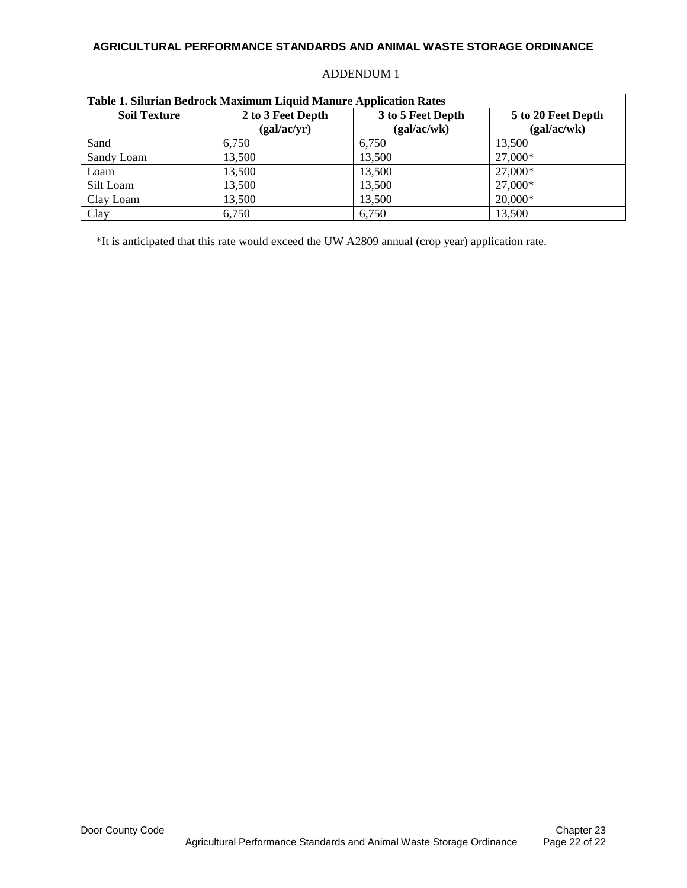ADDENDUM 1

| Table 1. Silurian Bedrock Maximum Liquid Manure Application Rates | | | |
|---|---|---|---|
| **Soil Texture** | **2 to 3 Feet Depth (gal/ac/yr)** | **3 to 5 Feet Depth (gal/ac/wk)** | **5 to 20 Feet Depth (gal/ac/wk)** |
| Sand | 6,750 | 6,750 | 13,500 |
| Sandy Loam | 13,500 | 13,500 | 27,000* |
| Loam | 13,500 | 13,500 | 27,000* |
| Silt Loam | 13,500 | 13,500 | 27,000* |
| Clay Loam | 13,500 | 13,500 | 20,000* |
| Clay | 6,750 | 6,750 | 13,500 |

*It is anticipated that this rate would exceed the UW A2809 annual (crop year) application rate.